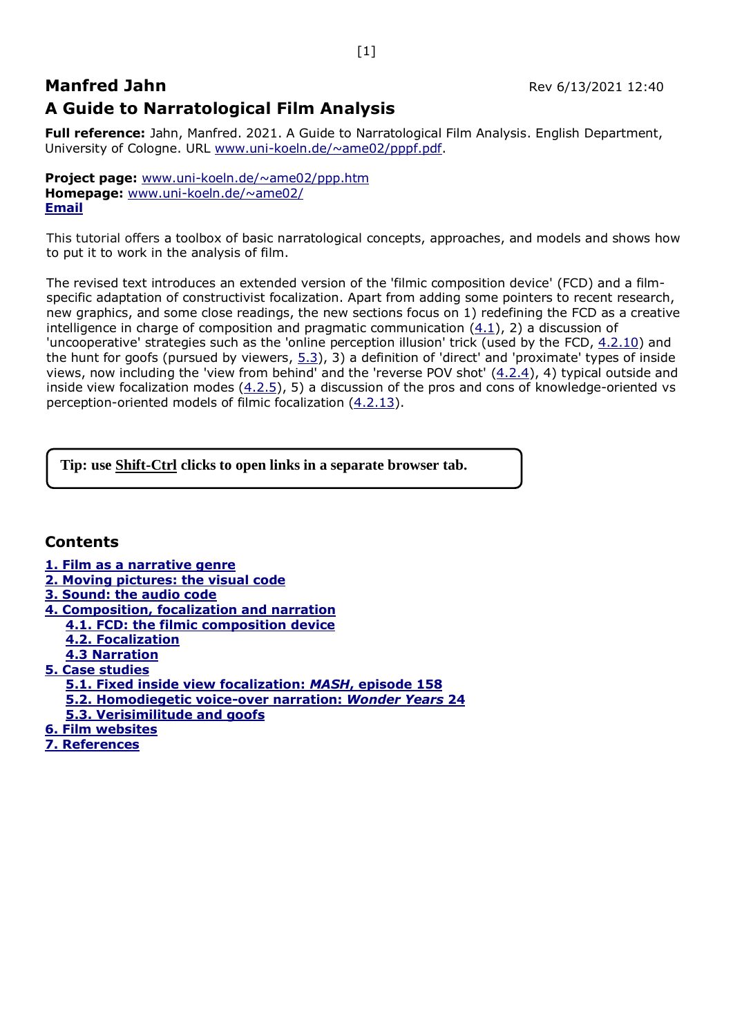# Manfred Jahn

Rev 6/13/2021 12:40

## A Guide to Narratological Film Analysis

**Full reference:** Jahn, Manfred. 2021. A Guide to Narratological Film Analysis. English Department, University of Cologne. URL www.uni-koeln.de/~ame02/pppf.pdf.

**Project page:** www.uni-koeln.de/~ame02/ppp.htm
**Homepage:** www.uni-koeln.de/~ame02/
**Email**

This tutorial offers a toolbox of basic narratological concepts, approaches, and models and shows how to put it to work in the analysis of film.

The revised text introduces an extended version of the 'filmic composition device' (FCD) and a film-specific adaptation of constructivist focalization. Apart from adding some pointers to recent research, new graphics, and some close readings, the new sections focus on 1) redefining the FCD as a creative intelligence in charge of composition and pragmatic communication (4.1), 2) a discussion of 'uncooperative' strategies such as the 'online perception illusion' trick (used by the FCD, 4.2.10) and the hunt for goofs (pursued by viewers, 5.3), 3) a definition of 'direct' and 'proximate' types of inside views, now including the 'view from behind' and the 'reverse POV shot' (4.2.4), 4) typical outside and inside view focalization modes (4.2.5), 5) a discussion of the pros and cons of knowledge-oriented vs perception-oriented models of filmic focalization (4.2.13).

**Tip: use Shift-Ctrl clicks to open links in a separate browser tab.**

## Contents

**1. Film as a narrative genre**
**2. Moving pictures: the visual code**
**3. Sound: the audio code**
**4. Composition, focalization and narration**
- **4.1. FCD: the filmic composition device**
- **4.2. Focalization**
- **4.3 Narration**

**5. Case studies**
- **5.1. Fixed inside view focalization: *MASH*, episode 158**
- **5.2. Homodiegetic voice-over narration: *Wonder Years* 24**
- **5.3. Verisimilitude and goofs**

**6. Film websites**
**7. References**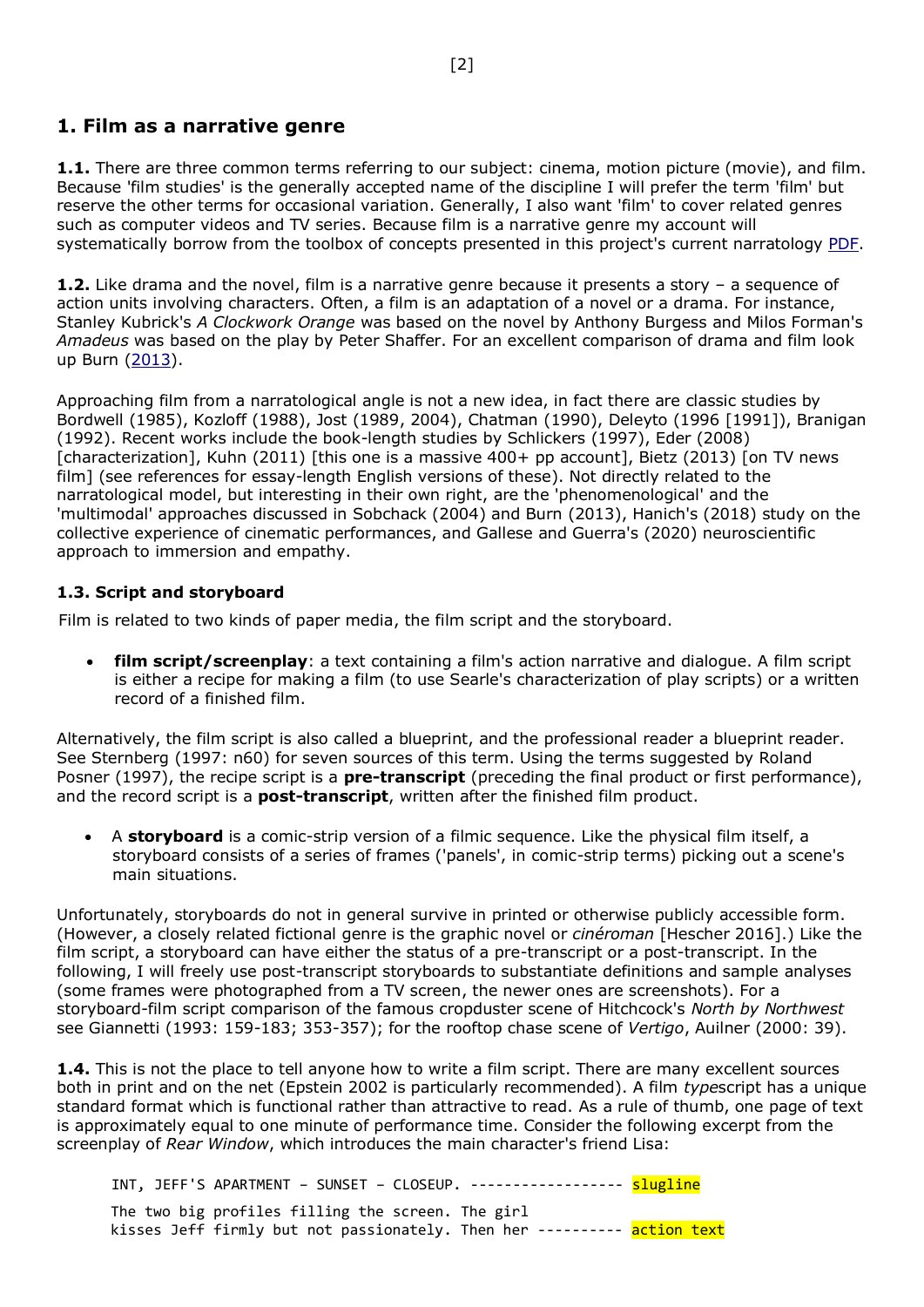## 1. Film as a narrative genre

**1.1.** There are three common terms referring to our subject: cinema, motion picture (movie), and film. Because 'film studies' is the generally accepted name of the discipline I will prefer the term 'film' but reserve the other terms for occasional variation. Generally, I also want 'film' to cover related genres such as computer videos and TV series. Because film is a narrative genre my account will systematically borrow from the toolbox of concepts presented in this project's current narratology PDF.

**1.2.** Like drama and the novel, film is a narrative genre because it presents a story – a sequence of action units involving characters. Often, a film is an adaptation of a novel or a drama. For instance, Stanley Kubrick's *A Clockwork Orange* was based on the novel by Anthony Burgess and Milos Forman's *Amadeus* was based on the play by Peter Shaffer. For an excellent comparison of drama and film look up Burn (2013).

Approaching film from a narratological angle is not a new idea, in fact there are classic studies by Bordwell (1985), Kozloff (1988), Jost (1989, 2004), Chatman (1990), Deleyto (1996 [1991]), Branigan (1992). Recent works include the book-length studies by Schlickers (1997), Eder (2008) [characterization], Kuhn (2011) [this one is a massive 400+ pp account], Bietz (2013) [on TV news film] (see references for essay-length English versions of these). Not directly related to the narratological model, but interesting in their own right, are the 'phenomenological' and the 'multimodal' approaches discussed in Sobchack (2004) and Burn (2013), Hanich's (2018) study on the collective experience of cinematic performances, and Gallese and Guerra's (2020) neuroscientific approach to immersion and empathy.

### 1.3. Script and storyboard

Film is related to two kinds of paper media, the film script and the storyboard.

- **film script/screenplay**: a text containing a film's action narrative and dialogue. A film script is either a recipe for making a film (to use Searle's characterization of play scripts) or a written record of a finished film.

Alternatively, the film script is also called a blueprint, and the professional reader a blueprint reader. See Sternberg (1997: n60) for seven sources of this term. Using the terms suggested by Roland Posner (1997), the recipe script is a **pre-transcript** (preceding the final product or first performance), and the record script is a **post-transcript**, written after the finished film product.

- A **storyboard** is a comic-strip version of a filmic sequence. Like the physical film itself, a storyboard consists of a series of frames ('panels', in comic-strip terms) picking out a scene's main situations.

Unfortunately, storyboards do not in general survive in printed or otherwise publicly accessible form. (However, a closely related fictional genre is the graphic novel or *cinéroman* [Hescher 2016].) Like the film script, a storyboard can have either the status of a pre-transcript or a post-transcript. In the following, I will freely use post-transcript storyboards to substantiate definitions and sample analyses (some frames were photographed from a TV screen, the newer ones are screenshots). For a storyboard-film script comparison of the famous cropduster scene of Hitchcock's *North by Northwest* see Giannetti (1993: 159-183; 353-357); for the rooftop chase scene of *Vertigo*, Auilner (2000: 39).

**1.4.** This is not the place to tell anyone how to write a film script. There are many excellent sources both in print and on the net (Epstein 2002 is particularly recommended). A film *type*script has a unique standard format which is functional rather than attractive to read. As a rule of thumb, one page of text is approximately equal to one minute of performance time. Consider the following excerpt from the screenplay of *Rear Window*, which introduces the main character's friend Lisa:

```
INT, JEFF'S APARTMENT – SUNSET – CLOSEUP. ------------------ slugline

The two big profiles filling the screen. The girl
kisses Jeff firmly but not passionately. Then her ---------- action text
```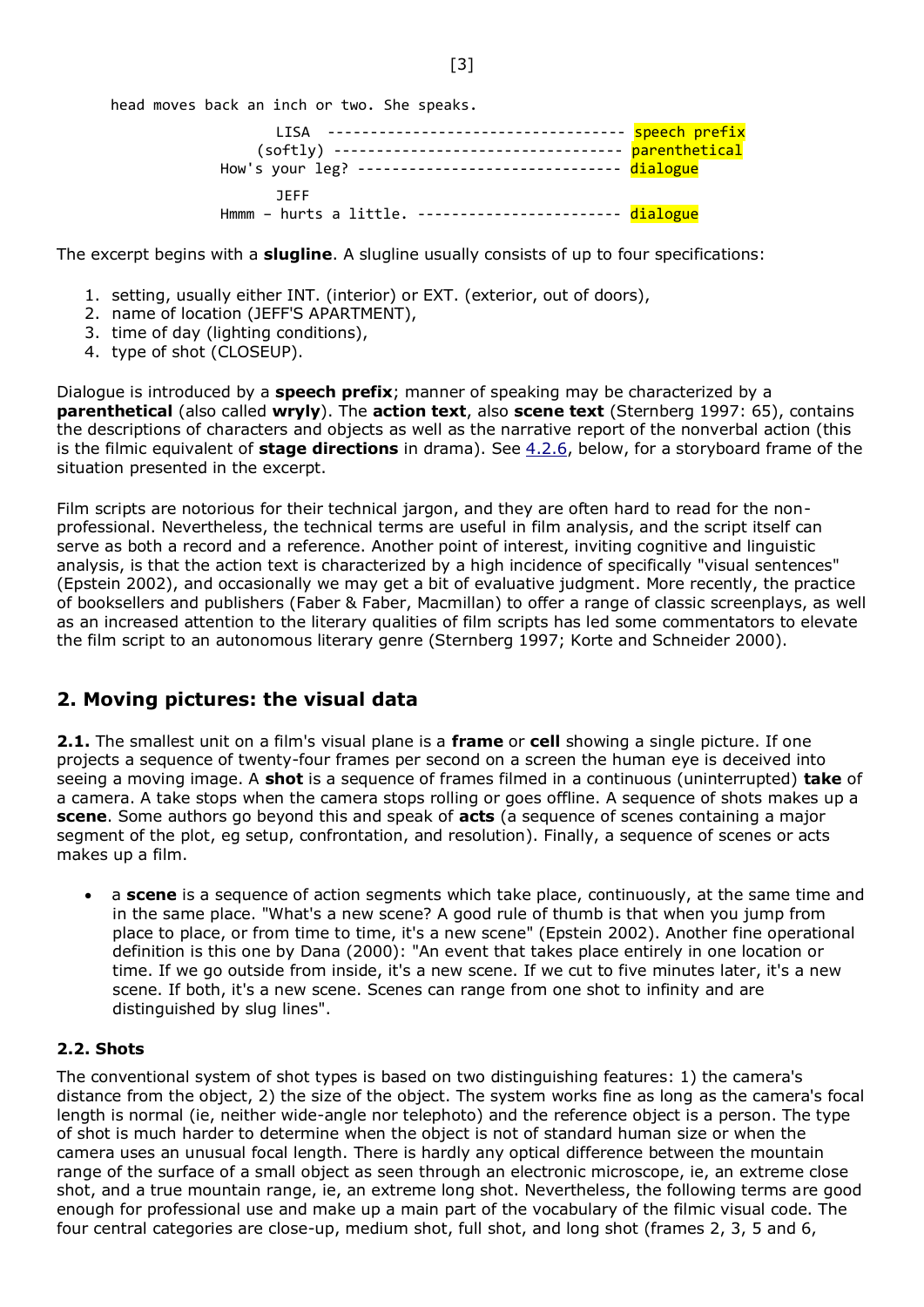```
head moves back an inch or two. She speaks.

                LISA  ---------------------------------- speech prefix
              (softly) --------------------------------- parenthetical
          How's your leg? ------------------------------ dialogue

                JEFF
          Hmmm – hurts a little. ----------------------- dialogue
```

The excerpt begins with a **slugline**. A slugline usually consists of up to four specifications:

1. setting, usually either INT. (interior) or EXT. (exterior, out of doors),
2. name of location (JEFF'S APARTMENT),
3. time of day (lighting conditions),
4. type of shot (CLOSEUP).

Dialogue is introduced by a **speech prefix**; manner of speaking may be characterized by a **parenthetical** (also called **wryly**). The **action text**, also **scene text** (Sternberg 1997: 65), contains the descriptions of characters and objects as well as the narrative report of the nonverbal action (this is the filmic equivalent of **stage directions** in drama). See 4.2.6, below, for a storyboard frame of the situation presented in the excerpt.

Film scripts are notorious for their technical jargon, and they are often hard to read for the non-professional. Nevertheless, the technical terms are useful in film analysis, and the script itself can serve as both a record and a reference. Another point of interest, inviting cognitive and linguistic analysis, is that the action text is characterized by a high incidence of specifically "visual sentences" (Epstein 2002), and occasionally we may get a bit of evaluative judgment. More recently, the practice of booksellers and publishers (Faber & Faber, Macmillan) to offer a range of classic screenplays, as well as an increased attention to the literary qualities of film scripts has led some commentators to elevate the film script to an autonomous literary genre (Sternberg 1997; Korte and Schneider 2000).

## 2. Moving pictures: the visual data

**2.1.** The smallest unit on a film's visual plane is a **frame** or **cell** showing a single picture. If one projects a sequence of twenty-four frames per second on a screen the human eye is deceived into seeing a moving image. A **shot** is a sequence of frames filmed in a continuous (uninterrupted) **take** of a camera. A take stops when the camera stops rolling or goes offline. A sequence of shots makes up a **scene**. Some authors go beyond this and speak of **acts** (a sequence of scenes containing a major segment of the plot, eg setup, confrontation, and resolution). Finally, a sequence of scenes or acts makes up a film.

- a **scene** is a sequence of action segments which take place, continuously, at the same time and in the same place. "What's a new scene? A good rule of thumb is that when you jump from place to place, or from time to time, it's a new scene" (Epstein 2002). Another fine operational definition is this one by Dana (2000): "An event that takes place entirely in one location or time. If we go outside from inside, it's a new scene. If we cut to five minutes later, it's a new scene. If both, it's a new scene. Scenes can range from one shot to infinity and are distinguished by slug lines".

### 2.2. Shots

The conventional system of shot types is based on two distinguishing features: 1) the camera's distance from the object, 2) the size of the object. The system works fine as long as the camera's focal length is normal (ie, neither wide-angle nor telephoto) and the reference object is a person. The type of shot is much harder to determine when the object is not of standard human size or when the camera uses an unusual focal length. There is hardly any optical difference between the mountain range of the surface of a small object as seen through an electronic microscope, ie, an extreme close shot, and a true mountain range, ie, an extreme long shot. Nevertheless, the following terms are good enough for professional use and make up a main part of the vocabulary of the filmic visual code. The four central categories are close-up, medium shot, full shot, and long shot (frames 2, 3, 5 and 6,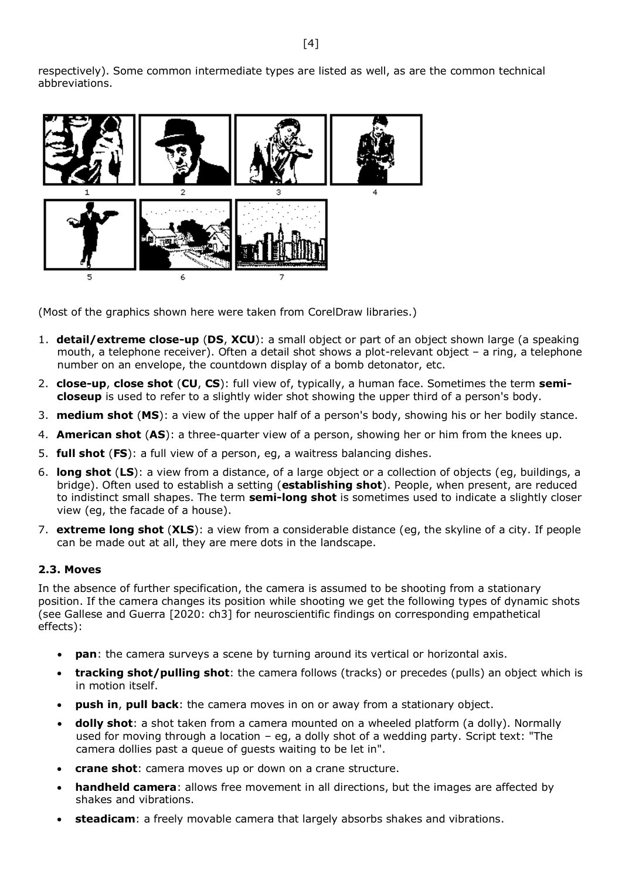respectively). Some common intermediate types are listed as well, as are the common technical abbreviations.

(Most of the graphics shown here were taken from CorelDraw libraries.)

1. **detail/extreme close-up** (**DS**, **XCU**): a small object or part of an object shown large (a speaking mouth, a telephone receiver). Often a detail shot shows a plot-relevant object – a ring, a telephone number on an envelope, the countdown display of a bomb detonator, etc.
2. **close-up**, **close shot** (**CU**, **CS**): full view of, typically, a human face. Sometimes the term **semi-closeup** is used to refer to a slightly wider shot showing the upper third of a person's body.
3. **medium shot** (**MS**): a view of the upper half of a person's body, showing his or her bodily stance.
4. **American shot** (**AS**): a three-quarter view of a person, showing her or him from the knees up.
5. **full shot** (**FS**): a full view of a person, eg, a waitress balancing dishes.
6. **long shot** (**LS**): a view from a distance, of a large object or a collection of objects (eg, buildings, a bridge). Often used to establish a setting (**establishing shot**). People, when present, are reduced to indistinct small shapes. The term **semi-long shot** is sometimes used to indicate a slightly closer view (eg, the facade of a house).
7. **extreme long shot** (**XLS**): a view from a considerable distance (eg, the skyline of a city. If people can be made out at all, they are mere dots in the landscape.

### 2.3. Moves

In the absence of further specification, the camera is assumed to be shooting from a stationary position. If the camera changes its position while shooting we get the following types of dynamic shots (see Gallese and Guerra [2020: ch3] for neuroscientific findings on corresponding empathetical effects):

- **pan**: the camera surveys a scene by turning around its vertical or horizontal axis.
- **tracking shot/pulling shot**: the camera follows (tracks) or precedes (pulls) an object which is in motion itself.
- **push in**, **pull back**: the camera moves in on or away from a stationary object.
- **dolly shot**: a shot taken from a camera mounted on a wheeled platform (a dolly). Normally used for moving through a location – eg, a dolly shot of a wedding party. Script text: "The camera dollies past a queue of guests waiting to be let in".
- **crane shot**: camera moves up or down on a crane structure.
- **handheld camera**: allows free movement in all directions, but the images are affected by shakes and vibrations.
- **steadicam**: a freely movable camera that largely absorbs shakes and vibrations.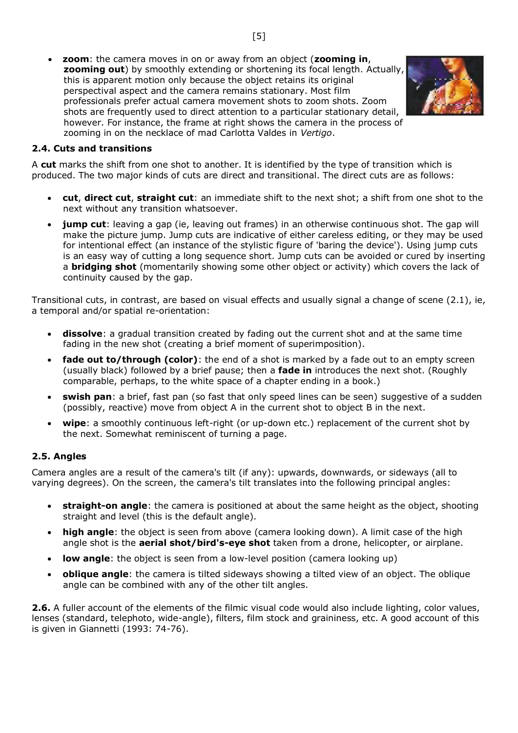- **zoom**: the camera moves in on or away from an object (**zooming in**, **zooming out**) by smoothly extending or shortening its focal length. Actually, this is apparent motion only because the object retains its original perspectival aspect and the camera remains stationary. Most film professionals prefer actual camera movement shots to zoom shots. Zoom shots are frequently used to direct attention to a particular stationary detail, however. For instance, the frame at right shows the camera in the process of zooming in on the necklace of mad Carlotta Valdes in *Vertigo*.

### 2.4. Cuts and transitions

A **cut** marks the shift from one shot to another. It is identified by the type of transition which is produced. The two major kinds of cuts are direct and transitional. The direct cuts are as follows:

- **cut**, **direct cut**, **straight cut**: an immediate shift to the next shot; a shift from one shot to the next without any transition whatsoever.
- **jump cut**: leaving a gap (ie, leaving out frames) in an otherwise continuous shot. The gap will make the picture jump. Jump cuts are indicative of either careless editing, or they may be used for intentional effect (an instance of the stylistic figure of 'baring the device'). Using jump cuts is an easy way of cutting a long sequence short. Jump cuts can be avoided or cured by inserting a **bridging shot** (momentarily showing some other object or activity) which covers the lack of continuity caused by the gap.

Transitional cuts, in contrast, are based on visual effects and usually signal a change of scene (2.1), ie, a temporal and/or spatial re-orientation:

- **dissolve**: a gradual transition created by fading out the current shot and at the same time fading in the new shot (creating a brief moment of superimposition).
- **fade out to/through (color)**: the end of a shot is marked by a fade out to an empty screen (usually black) followed by a brief pause; then a **fade in** introduces the next shot. (Roughly comparable, perhaps, to the white space of a chapter ending in a book.)
- **swish pan**: a brief, fast pan (so fast that only speed lines can be seen) suggestive of a sudden (possibly, reactive) move from object A in the current shot to object B in the next.
- **wipe**: a smoothly continuous left-right (or up-down etc.) replacement of the current shot by the next. Somewhat reminiscent of turning a page.

### 2.5. Angles

Camera angles are a result of the camera's tilt (if any): upwards, downwards, or sideways (all to varying degrees). On the screen, the camera's tilt translates into the following principal angles:

- **straight-on angle**: the camera is positioned at about the same height as the object, shooting straight and level (this is the default angle).
- **high angle**: the object is seen from above (camera looking down). A limit case of the high angle shot is the **aerial shot/bird's-eye shot** taken from a drone, helicopter, or airplane.
- **low angle**: the object is seen from a low-level position (camera looking up)
- **oblique angle**: the camera is tilted sideways showing a tilted view of an object. The oblique angle can be combined with any of the other tilt angles.

**2.6.** A fuller account of the elements of the filmic visual code would also include lighting, color values, lenses (standard, telephoto, wide-angle), filters, film stock and graininess, etc. A good account of this is given in Giannetti (1993: 74-76).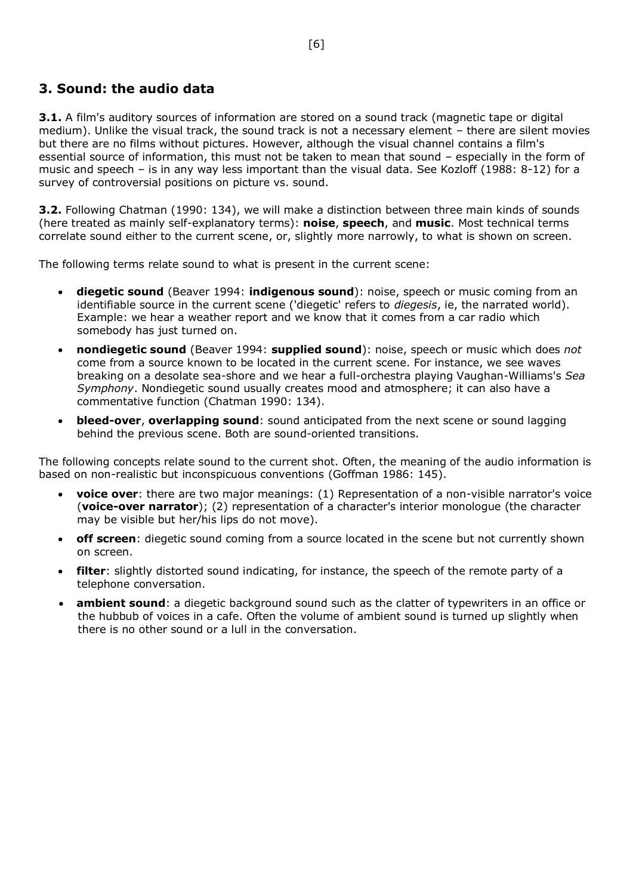## 3. Sound: the audio data

**3.1.** A film's auditory sources of information are stored on a sound track (magnetic tape or digital medium). Unlike the visual track, the sound track is not a necessary element – there are silent movies but there are no films without pictures. However, although the visual channel contains a film's essential source of information, this must not be taken to mean that sound – especially in the form of music and speech – is in any way less important than the visual data. See Kozloff (1988: 8-12) for a survey of controversial positions on picture vs. sound.

**3.2.** Following Chatman (1990: 134), we will make a distinction between three main kinds of sounds (here treated as mainly self-explanatory terms): **noise**, **speech**, and **music**. Most technical terms correlate sound either to the current scene, or, slightly more narrowly, to what is shown on screen.

The following terms relate sound to what is present in the current scene:

- **diegetic sound** (Beaver 1994: **indigenous sound**): noise, speech or music coming from an identifiable source in the current scene ('diegetic' refers to *diegesis*, ie, the narrated world). Example: we hear a weather report and we know that it comes from a car radio which somebody has just turned on.
- **nondiegetic sound** (Beaver 1994: **supplied sound**): noise, speech or music which does *not* come from a source known to be located in the current scene. For instance, we see waves breaking on a desolate sea-shore and we hear a full-orchestra playing Vaughan-Williams's *Sea Symphony*. Nondiegetic sound usually creates mood and atmosphere; it can also have a commentative function (Chatman 1990: 134).
- **bleed-over**, **overlapping sound**: sound anticipated from the next scene or sound lagging behind the previous scene. Both are sound-oriented transitions.

The following concepts relate sound to the current shot. Often, the meaning of the audio information is based on non-realistic but inconspicuous conventions (Goffman 1986: 145).

- **voice over**: there are two major meanings: (1) Representation of a non-visible narrator's voice (**voice-over narrator**); (2) representation of a character's interior monologue (the character may be visible but her/his lips do not move).
- **off screen**: diegetic sound coming from a source located in the scene but not currently shown on screen.
- **filter**: slightly distorted sound indicating, for instance, the speech of the remote party of a telephone conversation.
- **ambient sound**: a diegetic background sound such as the clatter of typewriters in an office or the hubbub of voices in a cafe. Often the volume of ambient sound is turned up slightly when there is no other sound or a lull in the conversation.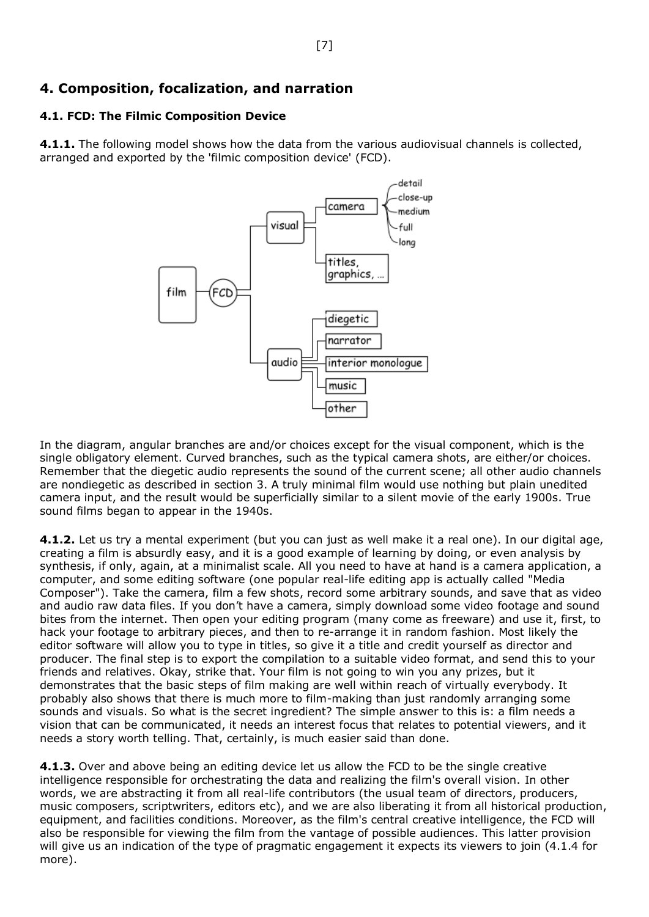## 4. Composition, focalization, and narration

### 4.1. FCD: The Filmic Composition Device

**4.1.1.** The following model shows how the data from the various audiovisual channels is collected, arranged and exported by the 'filmic composition device' (FCD).

In the diagram, angular branches are and/or choices except for the visual component, which is the single obligatory element. Curved branches, such as the typical camera shots, are either/or choices. Remember that the diegetic audio represents the sound of the current scene; all other audio channels are nondiegetic as described in section 3. A truly minimal film would use nothing but plain unedited camera input, and the result would be superficially similar to a silent movie of the early 1900s. True sound films began to appear in the 1940s.

**4.1.2.** Let us try a mental experiment (but you can just as well make it a real one). In our digital age, creating a film is absurdly easy, and it is a good example of learning by doing, or even analysis by synthesis, if only, again, at a minimalist scale. All you need to have at hand is a camera application, a computer, and some editing software (one popular real-life editing app is actually called "Media Composer"). Take the camera, film a few shots, record some arbitrary sounds, and save that as video and audio raw data files. If you don't have a camera, simply download some video footage and sound bites from the internet. Then open your editing program (many come as freeware) and use it, first, to hack your footage to arbitrary pieces, and then to re-arrange it in random fashion. Most likely the editor software will allow you to type in titles, so give it a title and credit yourself as director and producer. The final step is to export the compilation to a suitable video format, and send this to your friends and relatives. Okay, strike that. Your film is not going to win you any prizes, but it demonstrates that the basic steps of film making are well within reach of virtually everybody. It probably also shows that there is much more to film-making than just randomly arranging some sounds and visuals. So what is the secret ingredient? The simple answer to this is: a film needs a vision that can be communicated, it needs an interest focus that relates to potential viewers, and it needs a story worth telling. That, certainly, is much easier said than done.

**4.1.3.** Over and above being an editing device let us allow the FCD to be the single creative intelligence responsible for orchestrating the data and realizing the film's overall vision. In other words, we are abstracting it from all real-life contributors (the usual team of directors, producers, music composers, scriptwriters, editors etc), and we are also liberating it from all historical production, equipment, and facilities conditions. Moreover, as the film's central creative intelligence, the FCD will also be responsible for viewing the film from the vantage of possible audiences. This latter provision will give us an indication of the type of pragmatic engagement it expects its viewers to join (4.1.4 for more).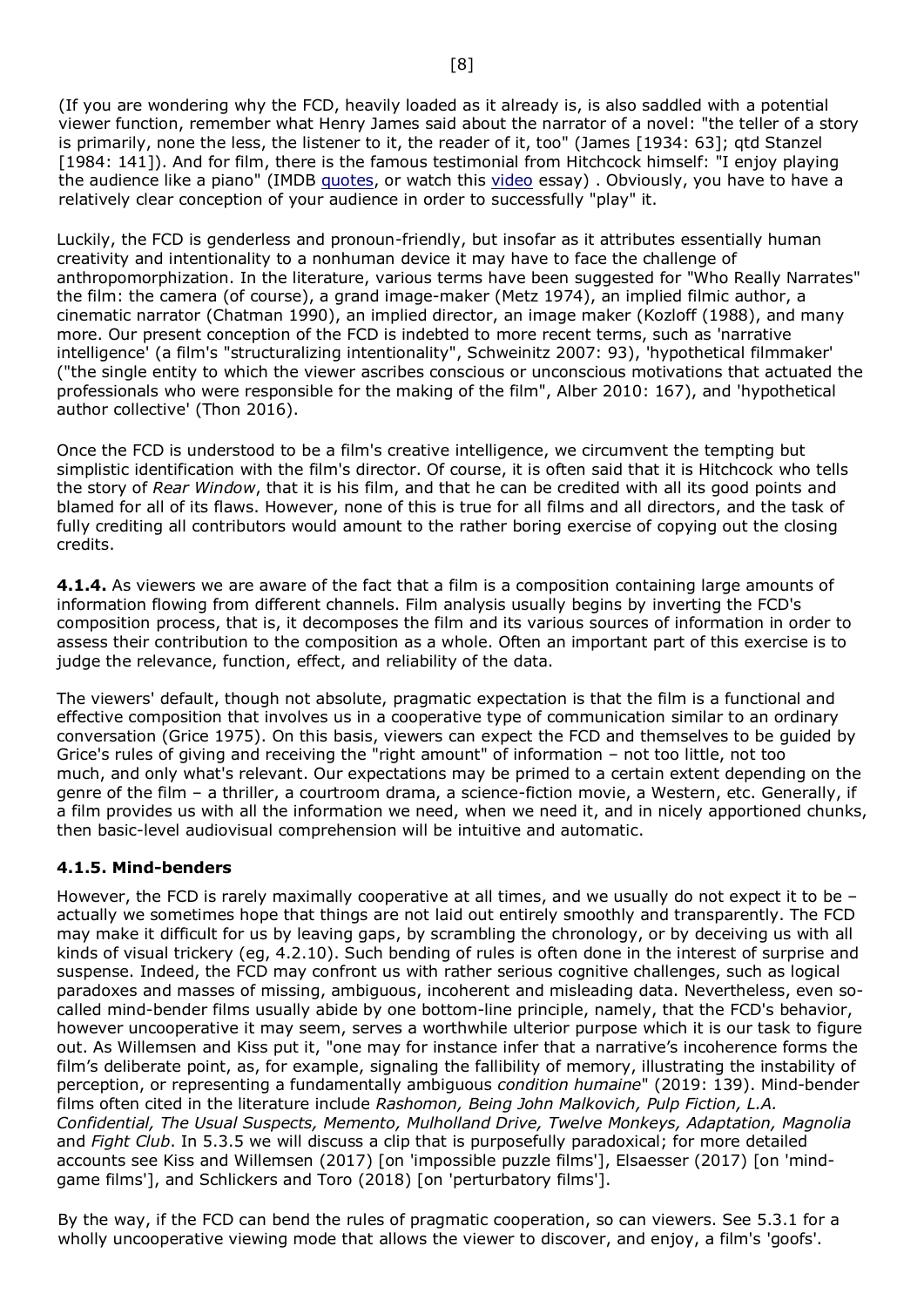(If you are wondering why the FCD, heavily loaded as it already is, is also saddled with a potential viewer function, remember what Henry James said about the narrator of a novel: "the teller of a story is primarily, none the less, the listener to it, the reader of it, too" (James [1934: 63]; qtd Stanzel [1984: 141]). And for film, there is the famous testimonial from Hitchcock himself: "I enjoy playing the audience like a piano" (IMDB quotes, or watch this video essay) . Obviously, you have to have a relatively clear conception of your audience in order to successfully "play" it.

Luckily, the FCD is genderless and pronoun-friendly, but insofar as it attributes essentially human creativity and intentionality to a nonhuman device it may have to face the challenge of anthropomorphization. In the literature, various terms have been suggested for "Who Really Narrates" the film: the camera (of course), a grand image-maker (Metz 1974), an implied filmic author, a cinematic narrator (Chatman 1990), an implied director, an image maker (Kozloff (1988), and many more. Our present conception of the FCD is indebted to more recent terms, such as 'narrative intelligence' (a film's "structuralizing intentionality", Schweinitz 2007: 93), 'hypothetical filmmaker' ("the single entity to which the viewer ascribes conscious or unconscious motivations that actuated the professionals who were responsible for the making of the film", Alber 2010: 167), and 'hypothetical author collective' (Thon 2016).

Once the FCD is understood to be a film's creative intelligence, we circumvent the tempting but simplistic identification with the film's director. Of course, it is often said that it is Hitchcock who tells the story of *Rear Window*, that it is his film, and that he can be credited with all its good points and blamed for all of its flaws. However, none of this is true for all films and all directors, and the task of fully crediting all contributors would amount to the rather boring exercise of copying out the closing credits.

**4.1.4.** As viewers we are aware of the fact that a film is a composition containing large amounts of information flowing from different channels. Film analysis usually begins by inverting the FCD's composition process, that is, it decomposes the film and its various sources of information in order to assess their contribution to the composition as a whole. Often an important part of this exercise is to judge the relevance, function, effect, and reliability of the data.

The viewers' default, though not absolute, pragmatic expectation is that the film is a functional and effective composition that involves us in a cooperative type of communication similar to an ordinary conversation (Grice 1975). On this basis, viewers can expect the FCD and themselves to be guided by Grice's rules of giving and receiving the "right amount" of information – not too little, not too much, and only what's relevant. Our expectations may be primed to a certain extent depending on the genre of the film – a thriller, a courtroom drama, a science-fiction movie, a Western, etc. Generally, if a film provides us with all the information we need, when we need it, and in nicely apportioned chunks, then basic-level audiovisual comprehension will be intuitive and automatic.

### 4.1.5. Mind-benders

However, the FCD is rarely maximally cooperative at all times, and we usually do not expect it to be – actually we sometimes hope that things are not laid out entirely smoothly and transparently. The FCD may make it difficult for us by leaving gaps, by scrambling the chronology, or by deceiving us with all kinds of visual trickery (eg, 4.2.10). Such bending of rules is often done in the interest of surprise and suspense. Indeed, the FCD may confront us with rather serious cognitive challenges, such as logical paradoxes and masses of missing, ambiguous, incoherent and misleading data. Nevertheless, even so-called mind-bender films usually abide by one bottom-line principle, namely, that the FCD's behavior, however uncooperative it may seem, serves a worthwhile ulterior purpose which it is our task to figure out. As Willemsen and Kiss put it, "one may for instance infer that a narrative's incoherence forms the film's deliberate point, as, for example, signaling the fallibility of memory, illustrating the instability of perception, or representing a fundamentally ambiguous *condition humaine*" (2019: 139). Mind-bender films often cited in the literature include *Rashomon, Being John Malkovich, Pulp Fiction, L.A. Confidential, The Usual Suspects, Memento, Mulholland Drive, Twelve Monkeys, Adaptation, Magnolia* and *Fight Club*. In 5.3.5 we will discuss a clip that is purposefully paradoxical; for more detailed accounts see Kiss and Willemsen (2017) [on 'impossible puzzle films'], Elsaesser (2017) [on 'mind-game films'], and Schlickers and Toro (2018) [on 'perturbatory films'].

By the way, if the FCD can bend the rules of pragmatic cooperation, so can viewers. See 5.3.1 for a wholly uncooperative viewing mode that allows the viewer to discover, and enjoy, a film's 'goofs'.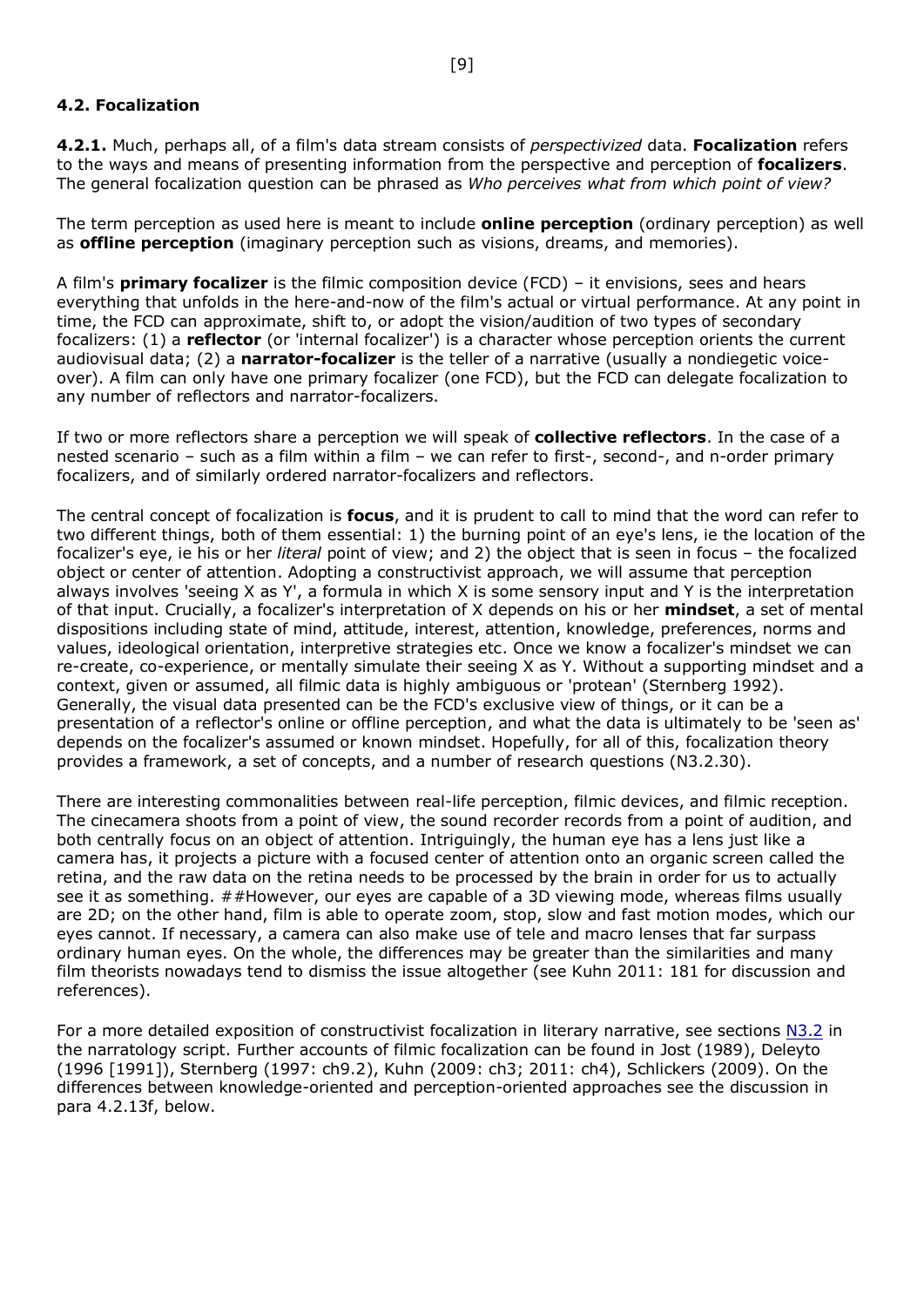### 4.2. Focalization

**4.2.1.** Much, perhaps all, of a film's data stream consists of *perspectivized* data. **Focalization** refers to the ways and means of presenting information from the perspective and perception of **focalizers**. The general focalization question can be phrased as *Who perceives what from which point of view?*

The term perception as used here is meant to include **online perception** (ordinary perception) as well as **offline perception** (imaginary perception such as visions, dreams, and memories).

A film's **primary focalizer** is the filmic composition device (FCD) – it envisions, sees and hears everything that unfolds in the here-and-now of the film's actual or virtual performance. At any point in time, the FCD can approximate, shift to, or adopt the vision/audition of two types of secondary focalizers: (1) a **reflector** (or 'internal focalizer') is a character whose perception orients the current audiovisual data; (2) a **narrator-focalizer** is the teller of a narrative (usually a nondiegetic voice-over). A film can only have one primary focalizer (one FCD), but the FCD can delegate focalization to any number of reflectors and narrator-focalizers.

If two or more reflectors share a perception we will speak of **collective reflectors**. In the case of a nested scenario – such as a film within a film – we can refer to first-, second-, and n-order primary focalizers, and of similarly ordered narrator-focalizers and reflectors.

The central concept of focalization is **focus**, and it is prudent to call to mind that the word can refer to two different things, both of them essential: 1) the burning point of an eye's lens, ie the location of the focalizer's eye, ie his or her *literal* point of view; and 2) the object that is seen in focus – the focalized object or center of attention. Adopting a constructivist approach, we will assume that perception always involves 'seeing X as Y', a formula in which X is some sensory input and Y is the interpretation of that input. Crucially, a focalizer's interpretation of X depends on his or her **mindset**, a set of mental dispositions including state of mind, attitude, interest, attention, knowledge, preferences, norms and values, ideological orientation, interpretive strategies etc. Once we know a focalizer's mindset we can re-create, co-experience, or mentally simulate their seeing X as Y. Without a supporting mindset and a context, given or assumed, all filmic data is highly ambiguous or 'protean' (Sternberg 1992). Generally, the visual data presented can be the FCD's exclusive view of things, or it can be a presentation of a reflector's online or offline perception, and what the data is ultimately to be 'seen as' depends on the focalizer's assumed or known mindset. Hopefully, for all of this, focalization theory provides a framework, a set of concepts, and a number of research questions (N3.2.30).

There are interesting commonalities between real-life perception, filmic devices, and filmic reception. The cinecamera shoots from a point of view, the sound recorder records from a point of audition, and both centrally focus on an object of attention. Intriguingly, the human eye has a lens just like a camera has, it projects a picture with a focused center of attention onto an organic screen called the retina, and the raw data on the retina needs to be processed by the brain in order for us to actually see it as something. ##However, our eyes are capable of a 3D viewing mode, whereas films usually are 2D; on the other hand, film is able to operate zoom, stop, slow and fast motion modes, which our eyes cannot. If necessary, a camera can also make use of tele and macro lenses that far surpass ordinary human eyes. On the whole, the differences may be greater than the similarities and many film theorists nowadays tend to dismiss the issue altogether (see Kuhn 2011: 181 for discussion and references).

For a more detailed exposition of constructivist focalization in literary narrative, see sections N3.2 in the narratology script. Further accounts of filmic focalization can be found in Jost (1989), Deleyto (1996 [1991]), Sternberg (1997: ch9.2), Kuhn (2009: ch3; 2011: ch4), Schlickers (2009). On the differences between knowledge-oriented and perception-oriented approaches see the discussion in para 4.2.13f, below.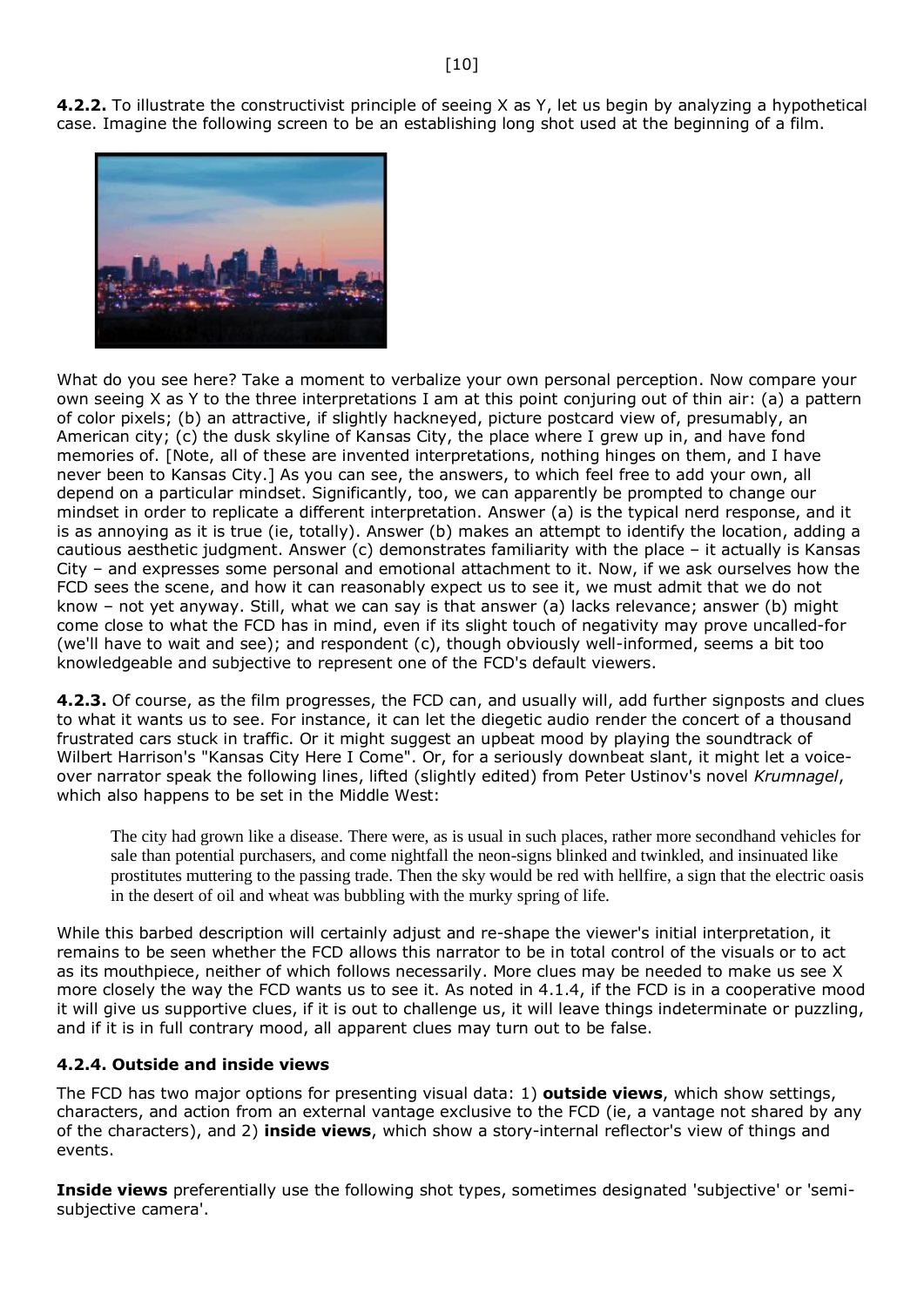**4.2.2.** To illustrate the constructivist principle of seeing X as Y, let us begin by analyzing a hypothetical case. Imagine the following screen to be an establishing long shot used at the beginning of a film.

What do you see here? Take a moment to verbalize your own personal perception. Now compare your own seeing X as Y to the three interpretations I am at this point conjuring out of thin air: (a) a pattern of color pixels; (b) an attractive, if slightly hackneyed, picture postcard view of, presumably, an American city; (c) the dusk skyline of Kansas City, the place where I grew up in, and have fond memories of. [Note, all of these are invented interpretations, nothing hinges on them, and I have never been to Kansas City.] As you can see, the answers, to which feel free to add your own, all depend on a particular mindset. Significantly, too, we can apparently be prompted to change our mindset in order to replicate a different interpretation. Answer (a) is the typical nerd response, and it is as annoying as it is true (ie, totally). Answer (b) makes an attempt to identify the location, adding a cautious aesthetic judgment. Answer (c) demonstrates familiarity with the place – it actually is Kansas City – and expresses some personal and emotional attachment to it. Now, if we ask ourselves how the FCD sees the scene, and how it can reasonably expect us to see it, we must admit that we do not know – not yet anyway. Still, what we can say is that answer (a) lacks relevance; answer (b) might come close to what the FCD has in mind, even if its slight touch of negativity may prove uncalled-for (we'll have to wait and see); and respondent (c), though obviously well-informed, seems a bit too knowledgeable and subjective to represent one of the FCD's default viewers.

**4.2.3.** Of course, as the film progresses, the FCD can, and usually will, add further signposts and clues to what it wants us to see. For instance, it can let the diegetic audio render the concert of a thousand frustrated cars stuck in traffic. Or it might suggest an upbeat mood by playing the soundtrack of Wilbert Harrison's "Kansas City Here I Come". Or, for a seriously downbeat slant, it might let a voice-over narrator speak the following lines, lifted (slightly edited) from Peter Ustinov's novel *Krumnagel*, which also happens to be set in the Middle West:

> The city had grown like a disease. There were, as is usual in such places, rather more secondhand vehicles for sale than potential purchasers, and come nightfall the neon-signs blinked and twinkled, and insinuated like prostitutes muttering to the passing trade. Then the sky would be red with hellfire, a sign that the electric oasis in the desert of oil and wheat was bubbling with the murky spring of life.

While this barbed description will certainly adjust and re-shape the viewer's initial interpretation, it remains to be seen whether the FCD allows this narrator to be in total control of the visuals or to act as its mouthpiece, neither of which follows necessarily. More clues may be needed to make us see X more closely the way the FCD wants us to see it. As noted in 4.1.4, if the FCD is in a cooperative mood it will give us supportive clues, if it is out to challenge us, it will leave things indeterminate or puzzling, and if it is in full contrary mood, all apparent clues may turn out to be false.

### 4.2.4. Outside and inside views

The FCD has two major options for presenting visual data: 1) **outside views**, which show settings, characters, and action from an external vantage exclusive to the FCD (ie, a vantage not shared by any of the characters), and 2) **inside views**, which show a story-internal reflector's view of things and events.

**Inside views** preferentially use the following shot types, sometimes designated 'subjective' or 'semi-subjective camera'.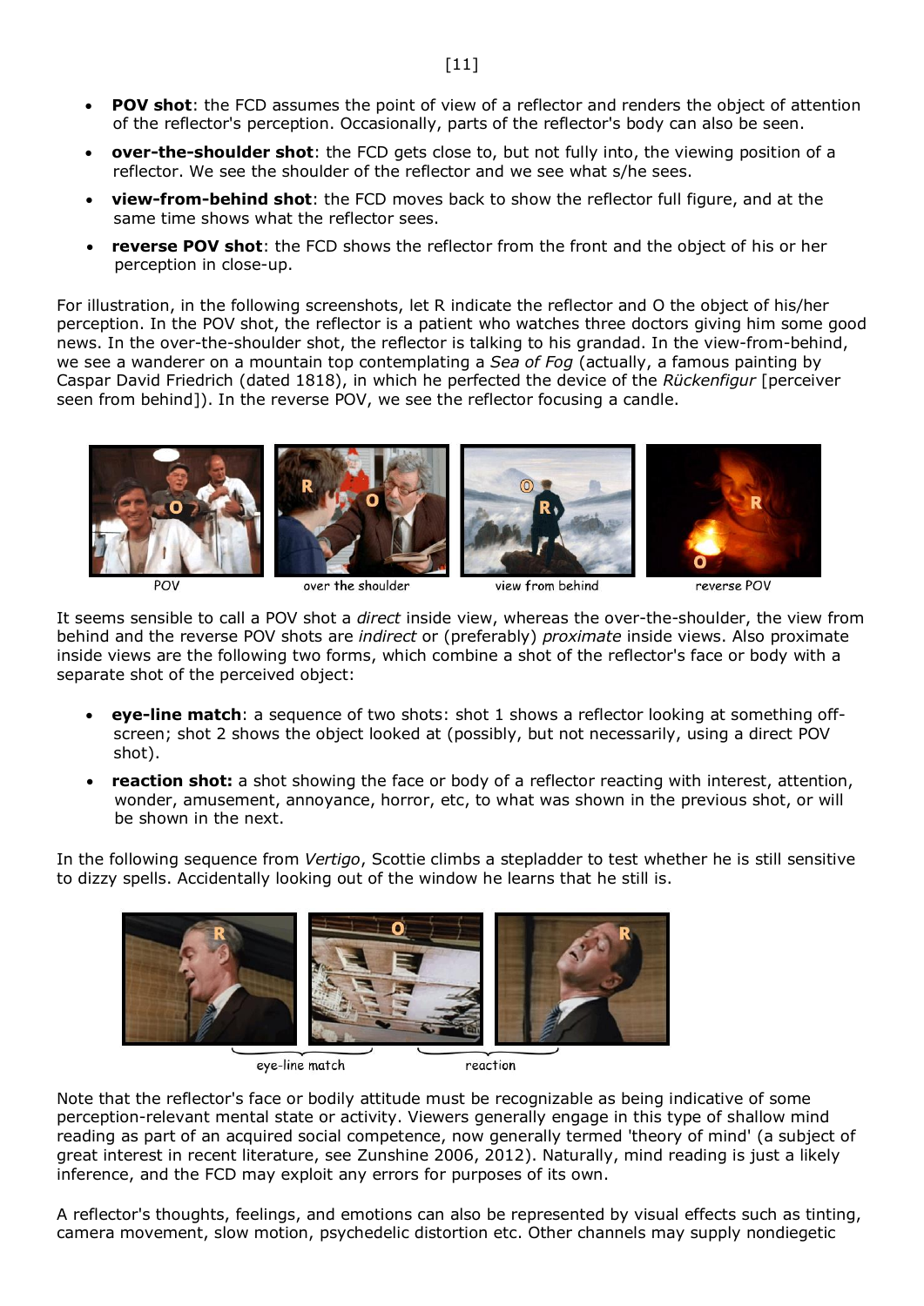- **POV shot**: the FCD assumes the point of view of a reflector and renders the object of attention of the reflector's perception. Occasionally, parts of the reflector's body can also be seen.
- **over-the-shoulder shot**: the FCD gets close to, but not fully into, the viewing position of a reflector. We see the shoulder of the reflector and we see what s/he sees.
- **view-from-behind shot**: the FCD moves back to show the reflector full figure, and at the same time shows what the reflector sees.
- **reverse POV shot**: the FCD shows the reflector from the front and the object of his or her perception in close-up.

For illustration, in the following screenshots, let R indicate the reflector and O the object of his/her perception. In the POV shot, the reflector is a patient who watches three doctors giving him some good news. In the over-the-shoulder shot, the reflector is talking to his grandad. In the view-from-behind, we see a wanderer on a mountain top contemplating a *Sea of Fog* (actually, a famous painting by Caspar David Friedrich (dated 1818), in which he perfected the device of the *Rückenfigur* [perceiver seen from behind]). In the reverse POV, we see the reflector focusing a candle.

POV | over the shoulder | view from behind | reverse POV

It seems sensible to call a POV shot a *direct* inside view, whereas the over-the-shoulder, the view from behind and the reverse POV shots are *indirect* or (preferably) *proximate* inside views. Also proximate inside views are the following two forms, which combine a shot of the reflector's face or body with a separate shot of the perceived object:

- **eye-line match**: a sequence of two shots: shot 1 shows a reflector looking at something off-screen; shot 2 shows the object looked at (possibly, but not necessarily, using a direct POV shot).
- **reaction shot:** a shot showing the face or body of a reflector reacting with interest, attention, wonder, amusement, annoyance, horror, etc, to what was shown in the previous shot, or will be shown in the next.

In the following sequence from *Vertigo*, Scottie climbs a stepladder to test whether he is still sensitive to dizzy spells. Accidentally looking out of the window he learns that he still is.

eye-line match | reaction

Note that the reflector's face or bodily attitude must be recognizable as being indicative of some perception-relevant mental state or activity. Viewers generally engage in this type of shallow mind reading as part of an acquired social competence, now generally termed 'theory of mind' (a subject of great interest in recent literature, see Zunshine 2006, 2012). Naturally, mind reading is just a likely inference, and the FCD may exploit any errors for purposes of its own.

A reflector's thoughts, feelings, and emotions can also be represented by visual effects such as tinting, camera movement, slow motion, psychedelic distortion etc. Other channels may supply nondiegetic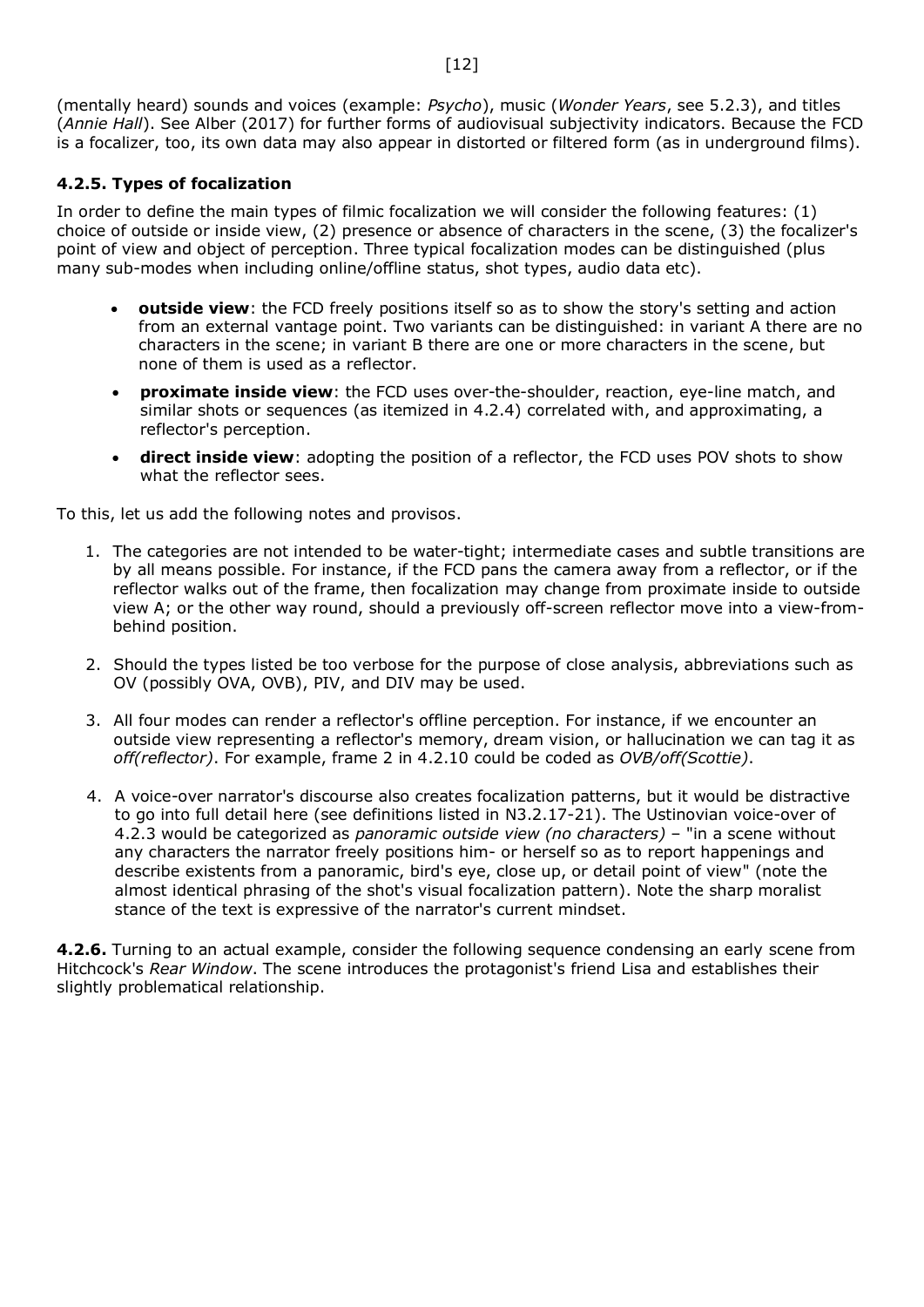(mentally heard) sounds and voices (example: *Psycho*), music (*Wonder Years*, see 5.2.3), and titles (*Annie Hall*). See Alber (2017) for further forms of audiovisual subjectivity indicators. Because the FCD is a focalizer, too, its own data may also appear in distorted or filtered form (as in underground films).

### 4.2.5. Types of focalization

In order to define the main types of filmic focalization we will consider the following features: (1) choice of outside or inside view, (2) presence or absence of characters in the scene, (3) the focalizer's point of view and object of perception. Three typical focalization modes can be distinguished (plus many sub-modes when including online/offline status, shot types, audio data etc).

- **outside view**: the FCD freely positions itself so as to show the story's setting and action from an external vantage point. Two variants can be distinguished: in variant A there are no characters in the scene; in variant B there are one or more characters in the scene, but none of them is used as a reflector.
- **proximate inside view**: the FCD uses over-the-shoulder, reaction, eye-line match, and similar shots or sequences (as itemized in 4.2.4) correlated with, and approximating, a reflector's perception.
- **direct inside view**: adopting the position of a reflector, the FCD uses POV shots to show what the reflector sees.

To this, let us add the following notes and provisos.

1. The categories are not intended to be water-tight; intermediate cases and subtle transitions are by all means possible. For instance, if the FCD pans the camera away from a reflector, or if the reflector walks out of the frame, then focalization may change from proximate inside to outside view A; or the other way round, should a previously off-screen reflector move into a view-from-behind position.
2. Should the types listed be too verbose for the purpose of close analysis, abbreviations such as OV (possibly OVA, OVB), PIV, and DIV may be used.
3. All four modes can render a reflector's offline perception. For instance, if we encounter an outside view representing a reflector's memory, dream vision, or hallucination we can tag it as *off(reflector)*. For example, frame 2 in 4.2.10 could be coded as *OVB/off(Scottie)*.
4. A voice-over narrator's discourse also creates focalization patterns, but it would be distractive to go into full detail here (see definitions listed in N3.2.17-21). The Ustinovian voice-over of 4.2.3 would be categorized as *panoramic outside view (no characters)* – "in a scene without any characters the narrator freely positions him- or herself so as to report happenings and describe existents from a panoramic, bird's eye, close up, or detail point of view" (note the almost identical phrasing of the shot's visual focalization pattern). Note the sharp moralist stance of the text is expressive of the narrator's current mindset.

**4.2.6.** Turning to an actual example, consider the following sequence condensing an early scene from Hitchcock's *Rear Window*. The scene introduces the protagonist's friend Lisa and establishes their slightly problematical relationship.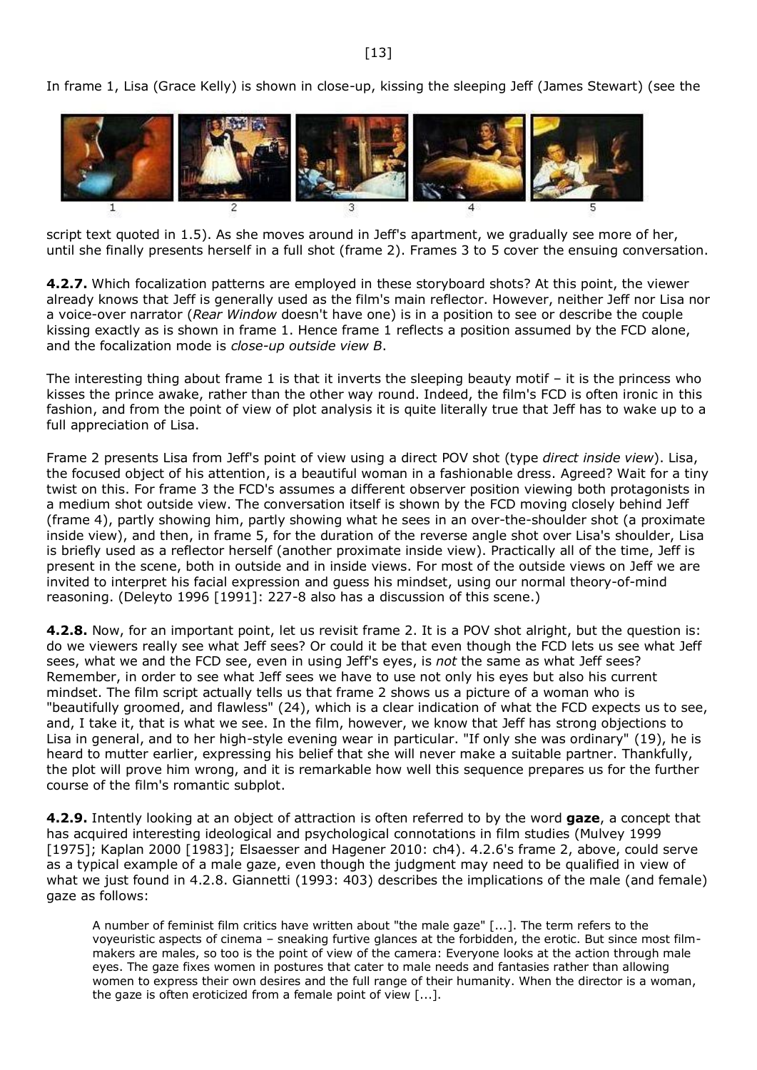In frame 1, Lisa (Grace Kelly) is shown in close-up, kissing the sleeping Jeff (James Stewart) (see the script text quoted in 1.5). As she moves around in Jeff's apartment, we gradually see more of her, until she finally presents herself in a full shot (frame 2). Frames 3 to 5 cover the ensuing conversation.

**4.2.7.** Which focalization patterns are employed in these storyboard shots? At this point, the viewer already knows that Jeff is generally used as the film's main reflector. However, neither Jeff nor Lisa nor a voice-over narrator (*Rear Window* doesn't have one) is in a position to see or describe the couple kissing exactly as is shown in frame 1. Hence frame 1 reflects a position assumed by the FCD alone, and the focalization mode is *close-up outside view B*.

The interesting thing about frame 1 is that it inverts the sleeping beauty motif – it is the princess who kisses the prince awake, rather than the other way round. Indeed, the film's FCD is often ironic in this fashion, and from the point of view of plot analysis it is quite literally true that Jeff has to wake up to a full appreciation of Lisa.

Frame 2 presents Lisa from Jeff's point of view using a direct POV shot (type *direct inside view*). Lisa, the focused object of his attention, is a beautiful woman in a fashionable dress. Agreed? Wait for a tiny twist on this. For frame 3 the FCD's assumes a different observer position viewing both protagonists in a medium shot outside view. The conversation itself is shown by the FCD moving closely behind Jeff (frame 4), partly showing him, partly showing what he sees in an over-the-shoulder shot (a proximate inside view), and then, in frame 5, for the duration of the reverse angle shot over Lisa's shoulder, Lisa is briefly used as a reflector herself (another proximate inside view). Practically all of the time, Jeff is present in the scene, both in outside and in inside views. For most of the outside views on Jeff we are invited to interpret his facial expression and guess his mindset, using our normal theory-of-mind reasoning. (Deleyto 1996 [1991]: 227-8 also has a discussion of this scene.)

**4.2.8.** Now, for an important point, let us revisit frame 2. It is a POV shot alright, but the question is: do we viewers really see what Jeff sees? Or could it be that even though the FCD lets us see what Jeff sees, what we and the FCD see, even in using Jeff's eyes, is *not* the same as what Jeff sees? Remember, in order to see what Jeff sees we have to use not only his eyes but also his current mindset. The film script actually tells us that frame 2 shows us a picture of a woman who is "beautifully groomed, and flawless" (24), which is a clear indication of what the FCD expects us to see, and, I take it, that is what we see. In the film, however, we know that Jeff has strong objections to Lisa in general, and to her high-style evening wear in particular. "If only she was ordinary" (19), he is heard to mutter earlier, expressing his belief that she will never make a suitable partner. Thankfully, the plot will prove him wrong, and it is remarkable how well this sequence prepares us for the further course of the film's romantic subplot.

**4.2.9.** Intently looking at an object of attraction is often referred to by the word **gaze**, a concept that has acquired interesting ideological and psychological connotations in film studies (Mulvey 1999 [1975]; Kaplan 2000 [1983]; Elsaesser and Hagener 2010: ch4). 4.2.6's frame 2, above, could serve as a typical example of a male gaze, even though the judgment may need to be qualified in view of what we just found in 4.2.8. Giannetti (1993: 403) describes the implications of the male (and female) gaze as follows:

> A number of feminist film critics have written about "the male gaze" [...]. The term refers to the voyeuristic aspects of cinema – sneaking furtive glances at the forbidden, the erotic. But since most film-makers are males, so too is the point of view of the camera: Everyone looks at the action through male eyes. The gaze fixes women in postures that cater to male needs and fantasies rather than allowing women to express their own desires and the full range of their humanity. When the director is a woman, the gaze is often eroticized from a female point of view [...].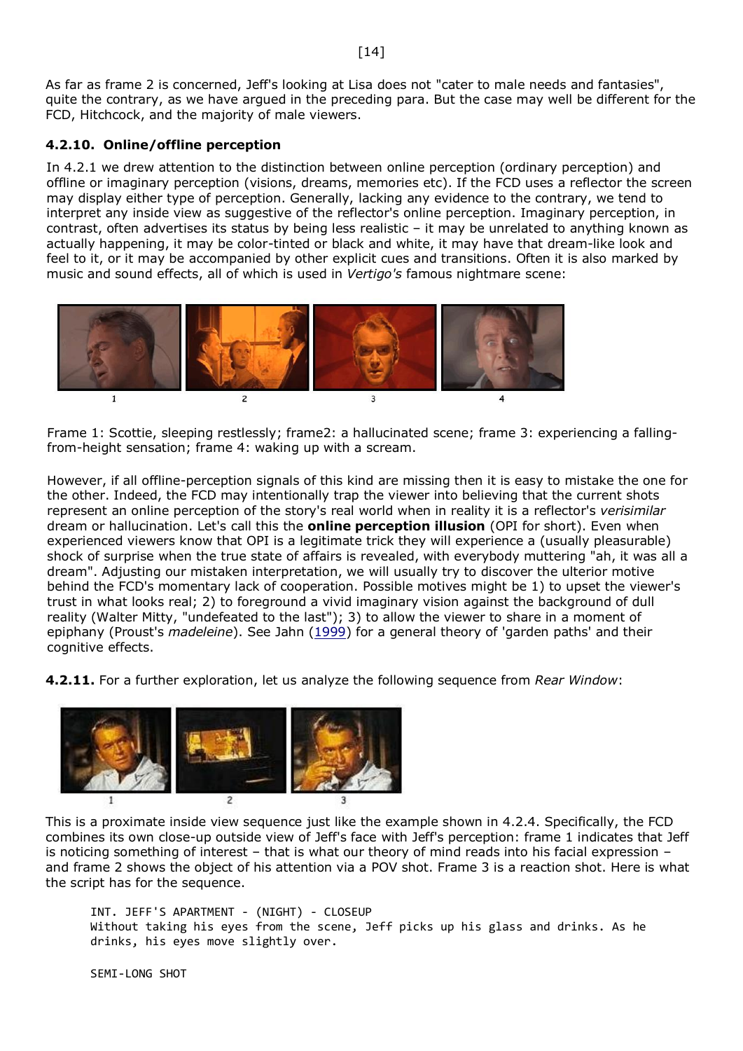As far as frame 2 is concerned, Jeff's looking at Lisa does not "cater to male needs and fantasies", quite the contrary, as we have argued in the preceding para. But the case may well be different for the FCD, Hitchcock, and the majority of male viewers.

### 4.2.10. Online/offline perception

In 4.2.1 we drew attention to the distinction between online perception (ordinary perception) and offline or imaginary perception (visions, dreams, memories etc). If the FCD uses a reflector the screen may display either type of perception. Generally, lacking any evidence to the contrary, we tend to interpret any inside view as suggestive of the reflector's online perception. Imaginary perception, in contrast, often advertises its status by being less realistic – it may be unrelated to anything known as actually happening, it may be color-tinted or black and white, it may have that dream-like look and feel to it, or it may be accompanied by other explicit cues and transitions. Often it is also marked by music and sound effects, all of which is used in *Vertigo's* famous nightmare scene:

Frame 1: Scottie, sleeping restlessly; frame2: a hallucinated scene; frame 3: experiencing a falling-from-height sensation; frame 4: waking up with a scream.

However, if all offline-perception signals of this kind are missing then it is easy to mistake the one for the other. Indeed, the FCD may intentionally trap the viewer into believing that the current shots represent an online perception of the story's real world when in reality it is a reflector's *verisimilar* dream or hallucination. Let's call this the **online perception illusion** (OPI for short). Even when experienced viewers know that OPI is a legitimate trick they will experience a (usually pleasurable) shock of surprise when the true state of affairs is revealed, with everybody muttering "ah, it was all a dream". Adjusting our mistaken interpretation, we will usually try to discover the ulterior motive behind the FCD's momentary lack of cooperation. Possible motives might be 1) to upset the viewer's trust in what looks real; 2) to foreground a vivid imaginary vision against the background of dull reality (Walter Mitty, "undefeated to the last"); 3) to allow the viewer to share in a moment of epiphany (Proust's *madeleine*). See Jahn (1999) for a general theory of 'garden paths' and their cognitive effects.

**4.2.11.** For a further exploration, let us analyze the following sequence from *Rear Window*:

This is a proximate inside view sequence just like the example shown in 4.2.4. Specifically, the FCD combines its own close-up outside view of Jeff's face with Jeff's perception: frame 1 indicates that Jeff is noticing something of interest – that is what our theory of mind reads into his facial expression – and frame 2 shows the object of his attention via a POV shot. Frame 3 is a reaction shot. Here is what the script has for the sequence.

```
INT. JEFF'S APARTMENT - (NIGHT) - CLOSEUP
Without taking his eyes from the scene, Jeff picks up his glass and drinks. As he
drinks, his eyes move slightly over.

SEMI-LONG SHOT
```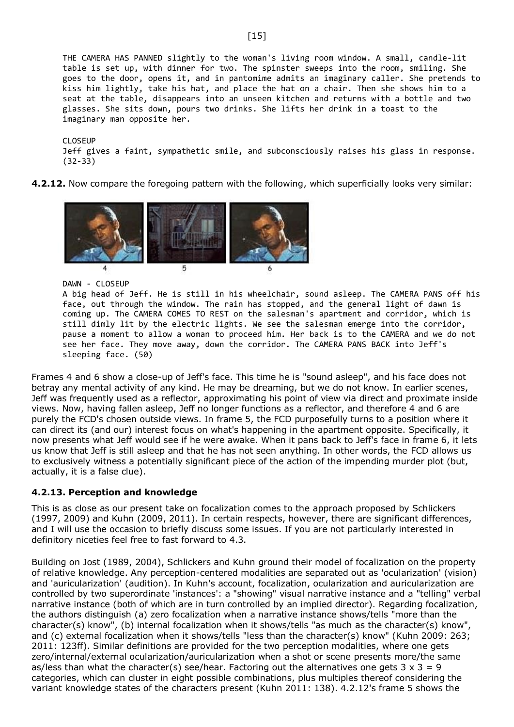THE CAMERA HAS PANNED slightly to the woman's living room window. A small, candle-lit table is set up, with dinner for two. The spinster sweeps into the room, smiling. She goes to the door, opens it, and in pantomime admits an imaginary caller. She pretends to kiss him lightly, take his hat, and place the hat on a chair. Then she shows him to a seat at the table, disappears into an unseen kitchen and returns with a bottle and two glasses. She sits down, pours two drinks. She lifts her drink in a toast to the imaginary man opposite her.

CLOSEUP
Jeff gives a faint, sympathetic smile, and subconsciously raises his glass in response. (32-33)

**4.2.12.** Now compare the foregoing pattern with the following, which superficially looks very similar:

4 5 6

DAWN - CLOSEUP
A big head of Jeff. He is still in his wheelchair, sound asleep. The CAMERA PANS off his face, out through the window. The rain has stopped, and the general light of dawn is coming up. The CAMERA COMES TO REST on the salesman's apartment and corridor, which is still dimly lit by the electric lights. We see the salesman emerge into the corridor, pause a moment to allow a woman to proceed him. Her back is to the CAMERA and we do not see her face. They move away, down the corridor. The CAMERA PANS BACK into Jeff's sleeping face. (50)

Frames 4 and 6 show a close-up of Jeff's face. This time he is "sound asleep", and his face does not betray any mental activity of any kind. He may be dreaming, but we do not know. In earlier scenes, Jeff was frequently used as a reflector, approximating his point of view via direct and proximate inside views. Now, having fallen asleep, Jeff no longer functions as a reflector, and therefore 4 and 6 are purely the FCD's chosen outside views. In frame 5, the FCD purposefully turns to a position where it can direct its (and our) interest focus on what's happening in the apartment opposite. Specifically, it now presents what Jeff would see if he were awake. When it pans back to Jeff's face in frame 6, it lets us know that Jeff is still asleep and that he has not seen anything. In other words, the FCD allows us to exclusively witness a potentially significant piece of the action of the impending murder plot (but, actually, it is a false clue).

### 4.2.13. Perception and knowledge

This is as close as our present take on focalization comes to the approach proposed by Schlickers (1997, 2009) and Kuhn (2009, 2011). In certain respects, however, there are significant differences, and I will use the occasion to briefly discuss some issues. If you are not particularly interested in definitory niceties feel free to fast forward to 4.3.

Building on Jost (1989, 2004), Schlickers and Kuhn ground their model of focalization on the property of relative knowledge. Any perception-centered modalities are separated out as 'ocularization' (vision) and 'auricularization' (audition). In Kuhn's account, focalization, ocularization and auricularization are controlled by two superordinate 'instances': a "showing" visual narrative instance and a "telling" verbal narrative instance (both of which are in turn controlled by an implied director). Regarding focalization, the authors distinguish (a) zero focalization when a narrative instance shows/tells "more than the character(s) know", (b) internal focalization when it shows/tells "as much as the character(s) know", and (c) external focalization when it shows/tells "less than the character(s) know" (Kuhn 2009: 263; 2011: 123ff). Similar definitions are provided for the two perception modalities, where one gets zero/internal/external ocularization/auricularization when a shot or scene presents more/the same as/less than what the character(s) see/hear. Factoring out the alternatives one gets $3 \times 3 = 9$ categories, which can cluster in eight possible combinations, plus multiples thereof considering the variant knowledge states of the characters present (Kuhn 2011: 138). 4.2.12's frame 5 shows the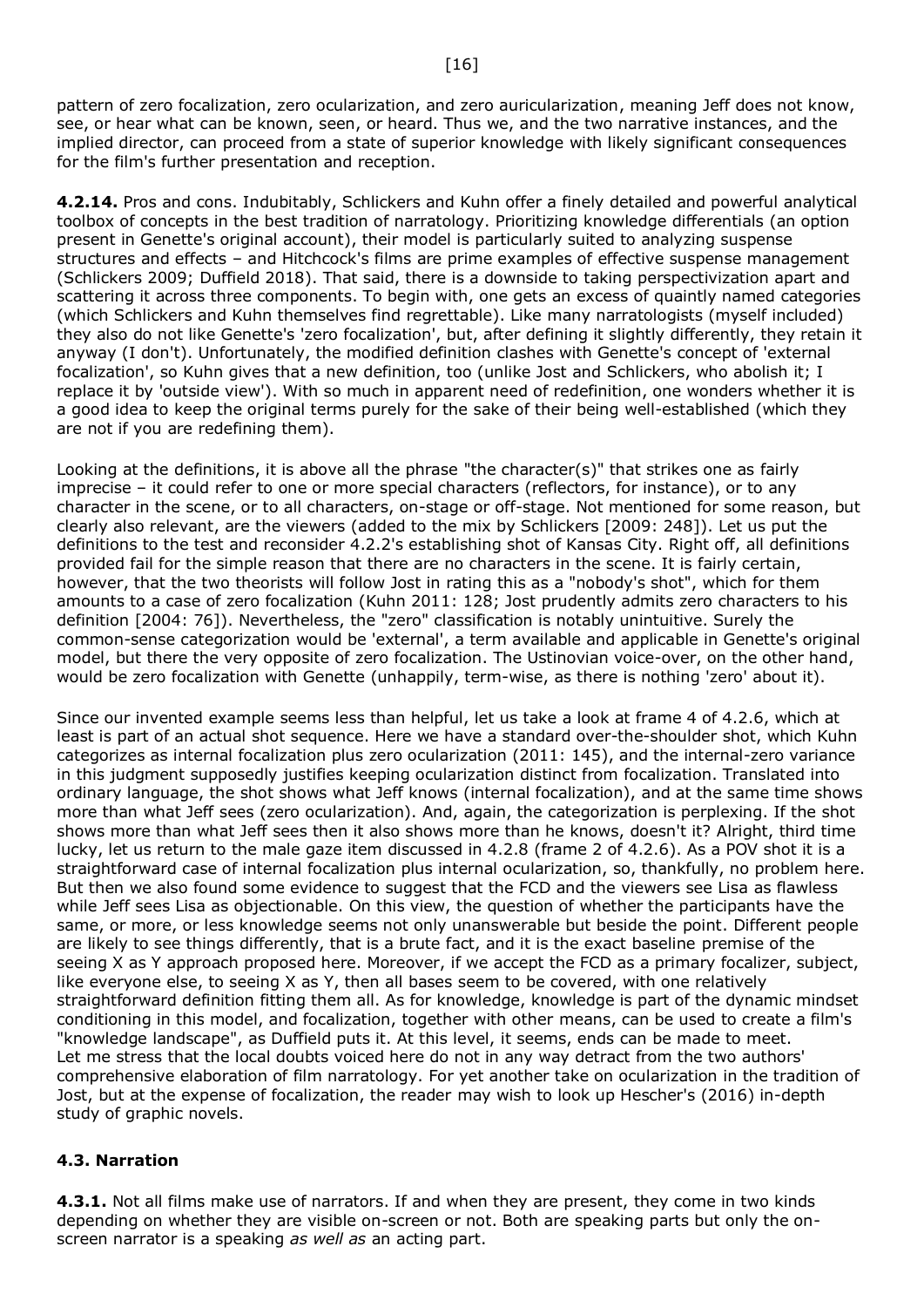pattern of zero focalization, zero ocularization, and zero auricularization, meaning Jeff does not know, see, or hear what can be known, seen, or heard. Thus we, and the two narrative instances, and the implied director, can proceed from a state of superior knowledge with likely significant consequences for the film's further presentation and reception.

**4.2.14.** Pros and cons. Indubitably, Schlickers and Kuhn offer a finely detailed and powerful analytical toolbox of concepts in the best tradition of narratology. Prioritizing knowledge differentials (an option present in Genette's original account), their model is particularly suited to analyzing suspense structures and effects – and Hitchcock's films are prime examples of effective suspense management (Schlickers 2009; Duffield 2018). That said, there is a downside to taking perspectivization apart and scattering it across three components. To begin with, one gets an excess of quaintly named categories (which Schlickers and Kuhn themselves find regrettable). Like many narratologists (myself included) they also do not like Genette's 'zero focalization', but, after defining it slightly differently, they retain it anyway (I don't). Unfortunately, the modified definition clashes with Genette's concept of 'external focalization', so Kuhn gives that a new definition, too (unlike Jost and Schlickers, who abolish it; I replace it by 'outside view'). With so much in apparent need of redefinition, one wonders whether it is a good idea to keep the original terms purely for the sake of their being well-established (which they are not if you are redefining them).

Looking at the definitions, it is above all the phrase "the character(s)" that strikes one as fairly imprecise – it could refer to one or more special characters (reflectors, for instance), or to any character in the scene, or to all characters, on-stage or off-stage. Not mentioned for some reason, but clearly also relevant, are the viewers (added to the mix by Schlickers [2009: 248]). Let us put the definitions to the test and reconsider 4.2.2's establishing shot of Kansas City. Right off, all definitions provided fail for the simple reason that there are no characters in the scene. It is fairly certain, however, that the two theorists will follow Jost in rating this as a "nobody's shot", which for them amounts to a case of zero focalization (Kuhn 2011: 128; Jost prudently admits zero characters to his definition [2004: 76]). Nevertheless, the "zero" classification is notably unintuitive. Surely the common-sense categorization would be 'external', a term available and applicable in Genette's original model, but there the very opposite of zero focalization. The Ustinovian voice-over, on the other hand, would be zero focalization with Genette (unhappily, term-wise, as there is nothing 'zero' about it).

Since our invented example seems less than helpful, let us take a look at frame 4 of 4.2.6, which at least is part of an actual shot sequence. Here we have a standard over-the-shoulder shot, which Kuhn categorizes as internal focalization plus zero ocularization (2011: 145), and the internal-zero variance in this judgment supposedly justifies keeping ocularization distinct from focalization. Translated into ordinary language, the shot shows what Jeff knows (internal focalization), and at the same time shows more than what Jeff sees (zero ocularization). And, again, the categorization is perplexing. If the shot shows more than what Jeff sees then it also shows more than he knows, doesn't it? Alright, third time lucky, let us return to the male gaze item discussed in 4.2.8 (frame 2 of 4.2.6). As a POV shot it is a straightforward case of internal focalization plus internal ocularization, so, thankfully, no problem here. But then we also found some evidence to suggest that the FCD and the viewers see Lisa as flawless while Jeff sees Lisa as objectionable. On this view, the question of whether the participants have the same, or more, or less knowledge seems not only unanswerable but beside the point. Different people are likely to see things differently, that is a brute fact, and it is the exact baseline premise of the seeing X as Y approach proposed here. Moreover, if we accept the FCD as a primary focalizer, subject, like everyone else, to seeing X as Y, then all bases seem to be covered, with one relatively straightforward definition fitting them all. As for knowledge, knowledge is part of the dynamic mindset conditioning in this model, and focalization, together with other means, can be used to create a film's "knowledge landscape", as Duffield puts it. At this level, it seems, ends can be made to meet.
Let me stress that the local doubts voiced here do not in any way detract from the two authors' comprehensive elaboration of film narratology. For yet another take on ocularization in the tradition of Jost, but at the expense of focalization, the reader may wish to look up Hescher's (2016) in-depth study of graphic novels.

### 4.3. Narration

**4.3.1.** Not all films make use of narrators. If and when they are present, they come in two kinds depending on whether they are visible on-screen or not. Both are speaking parts but only the on-screen narrator is a speaking *as well as* an acting part.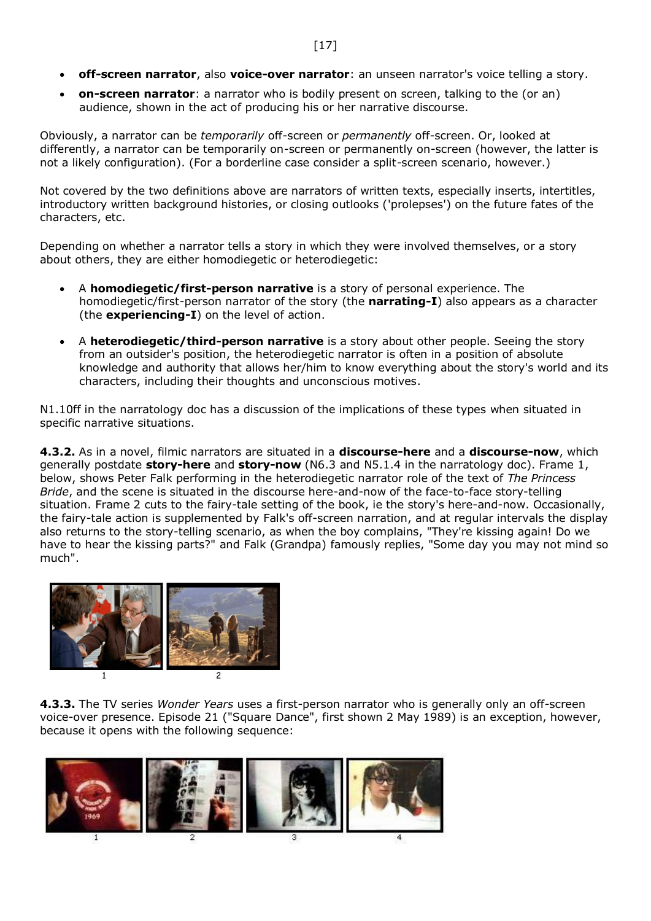- **off-screen narrator**, also **voice-over narrator**: an unseen narrator's voice telling a story.
- **on-screen narrator**: a narrator who is bodily present on screen, talking to the (or an) audience, shown in the act of producing his or her narrative discourse.

Obviously, a narrator can be *temporarily* off-screen or *permanently* off-screen. Or, looked at differently, a narrator can be temporarily on-screen or permanently on-screen (however, the latter is not a likely configuration). (For a borderline case consider a split-screen scenario, however.)

Not covered by the two definitions above are narrators of written texts, especially inserts, intertitles, introductory written background histories, or closing outlooks ('prolepses') on the future fates of the characters, etc.

Depending on whether a narrator tells a story in which they were involved themselves, or a story about others, they are either homodiegetic or heterodiegetic:

- A **homodiegetic/first-person narrative** is a story of personal experience. The homodiegetic/first-person narrator of the story (the **narrating-I**) also appears as a character (the **experiencing-I**) on the level of action.
- A **heterodiegetic/third-person narrative** is a story about other people. Seeing the story from an outsider's position, the heterodiegetic narrator is often in a position of absolute knowledge and authority that allows her/him to know everything about the story's world and its characters, including their thoughts and unconscious motives.

N1.10ff in the narratology doc has a discussion of the implications of these types when situated in specific narrative situations.

**4.3.2.** As in a novel, filmic narrators are situated in a **discourse-here** and a **discourse-now**, which generally postdate **story-here** and **story-now** (N6.3 and N5.1.4 in the narratology doc). Frame 1, below, shows Peter Falk performing in the heterodiegetic narrator role of the text of *The Princess Bride*, and the scene is situated in the discourse here-and-now of the face-to-face story-telling situation. Frame 2 cuts to the fairy-tale setting of the book, ie the story's here-and-now. Occasionally, the fairy-tale action is supplemented by Falk's off-screen narration, and at regular intervals the display also returns to the story-telling scenario, as when the boy complains, "They're kissing again! Do we have to hear the kissing parts?" and Falk (Grandpa) famously replies, "Some day you may not mind so much".

1 2

**4.3.3.** The TV series *Wonder Years* uses a first-person narrator who is generally only an off-screen voice-over presence. Episode 21 ("Square Dance", first shown 2 May 1989) is an exception, however, because it opens with the following sequence:

1 2 3 4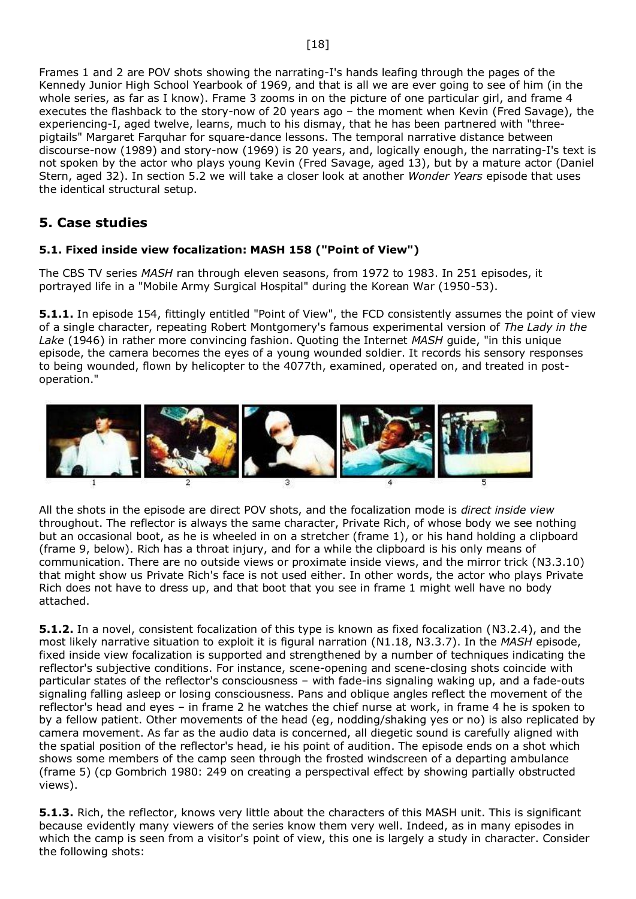Frames 1 and 2 are POV shots showing the narrating-I's hands leafing through the pages of the Kennedy Junior High School Yearbook of 1969, and that is all we are ever going to see of him (in the whole series, as far as I know). Frame 3 zooms in on the picture of one particular girl, and frame 4 executes the flashback to the story-now of 20 years ago – the moment when Kevin (Fred Savage), the experiencing-I, aged twelve, learns, much to his dismay, that he has been partnered with "three-pigtails" Margaret Farquhar for square-dance lessons. The temporal narrative distance between discourse-now (1989) and story-now (1969) is 20 years, and, logically enough, the narrating-I's text is not spoken by the actor who plays young Kevin (Fred Savage, aged 13), but by a mature actor (Daniel Stern, aged 32). In section 5.2 we will take a closer look at another *Wonder Years* episode that uses the identical structural setup.

## 5. Case studies

### 5.1. Fixed inside view focalization: MASH 158 ("Point of View")

The CBS TV series *MASH* ran through eleven seasons, from 1972 to 1983. In 251 episodes, it portrayed life in a "Mobile Army Surgical Hospital" during the Korean War (1950-53).

**5.1.1.** In episode 154, fittingly entitled "Point of View", the FCD consistently assumes the point of view of a single character, repeating Robert Montgomery's famous experimental version of *The Lady in the Lake* (1946) in rather more convincing fashion. Quoting the Internet *MASH* guide, "in this unique episode, the camera becomes the eyes of a young wounded soldier. It records his sensory responses to being wounded, flown by helicopter to the 4077th, examined, operated on, and treated in post-operation."

1 2 3 4 5

All the shots in the episode are direct POV shots, and the focalization mode is *direct inside view* throughout. The reflector is always the same character, Private Rich, of whose body we see nothing but an occasional boot, as he is wheeled in on a stretcher (frame 1), or his hand holding a clipboard (frame 9, below). Rich has a throat injury, and for a while the clipboard is his only means of communication. There are no outside views or proximate inside views, and the mirror trick (N3.3.10) that might show us Private Rich's face is not used either. In other words, the actor who plays Private Rich does not have to dress up, and that boot that you see in frame 1 might well have no body attached.

**5.1.2.** In a novel, consistent focalization of this type is known as fixed focalization (N3.2.4), and the most likely narrative situation to exploit it is figural narration (N1.18, N3.3.7). In the *MASH* episode, fixed inside view focalization is supported and strengthened by a number of techniques indicating the reflector's subjective conditions. For instance, scene-opening and scene-closing shots coincide with particular states of the reflector's consciousness – with fade-ins signaling waking up, and a fade-outs signaling falling asleep or losing consciousness. Pans and oblique angles reflect the movement of the reflector's head and eyes – in frame 2 he watches the chief nurse at work, in frame 4 he is spoken to by a fellow patient. Other movements of the head (eg, nodding/shaking yes or no) is also replicated by camera movement. As far as the audio data is concerned, all diegetic sound is carefully aligned with the spatial position of the reflector's head, ie his point of audition. The episode ends on a shot which shows some members of the camp seen through the frosted windscreen of a departing ambulance (frame 5) (cp Gombrich 1980: 249 on creating a perspectival effect by showing partially obstructed views).

**5.1.3.** Rich, the reflector, knows very little about the characters of this MASH unit. This is significant because evidently many viewers of the series know them very well. Indeed, as in many episodes in which the camp is seen from a visitor's point of view, this one is largely a study in character. Consider the following shots: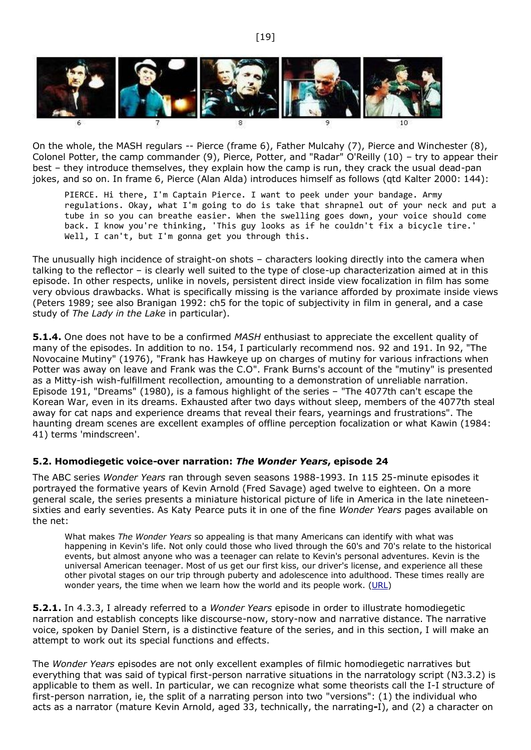On the whole, the MASH regulars -- Pierce (frame 6), Father Mulcahy (7), Pierce and Winchester (8), Colonel Potter, the camp commander (9), Pierce, Potter, and "Radar" O'Reilly (10) – try to appear their best – they introduce themselves, they explain how the camp is run, they crack the usual dead-pan jokes, and so on. In frame 6, Pierce (Alan Alda) introduces himself as follows (qtd Kalter 2000: 144):

> PIERCE. Hi there, I'm Captain Pierce. I want to peek under your bandage. Army regulations. Okay, what I'm going to do is take that shrapnel out of your neck and put a tube in so you can breathe easier. When the swelling goes down, your voice should come back. I know you're thinking, 'This guy looks as if he couldn't fix a bicycle tire.' Well, I can't, but I'm gonna get you through this.

The unusually high incidence of straight-on shots – characters looking directly into the camera when talking to the reflector – is clearly well suited to the type of close-up characterization aimed at in this episode. In other respects, unlike in novels, persistent direct inside view focalization in film has some very obvious drawbacks. What is specifically missing is the variance afforded by proximate inside views (Peters 1989; see also Branigan 1992: ch5 for the topic of subjectivity in film in general, and a case study of *The Lady in the Lake* in particular).

**5.1.4.** One does not have to be a confirmed *MASH* enthusiast to appreciate the excellent quality of many of the episodes. In addition to no. 154, I particularly recommend nos. 92 and 191. In 92, "The Novocaine Mutiny" (1976), "Frank has Hawkeye up on charges of mutiny for various infractions when Potter was away on leave and Frank was the C.O". Frank Burns's account of the "mutiny" is presented as a Mitty-ish wish-fulfillment recollection, amounting to a demonstration of unreliable narration. Episode 191, "Dreams" (1980), is a famous highlight of the series – "The 4077th can't escape the Korean War, even in its dreams. Exhausted after two days without sleep, members of the 4077th steal away for cat naps and experience dreams that reveal their fears, yearnings and frustrations". The haunting dream scenes are excellent examples of offline perception focalization or what Kawin (1984: 41) terms 'mindscreen'.

### 5.2. Homodiegetic voice-over narration: *The Wonder Years*, episode 24

The ABC series *Wonder Years* ran through seven seasons 1988-1993. In 115 25-minute episodes it portrayed the formative years of Kevin Arnold (Fred Savage) aged twelve to eighteen. On a more general scale, the series presents a miniature historical picture of life in America in the late nineteen-sixties and early seventies. As Katy Pearce puts it in one of the fine *Wonder Years* pages available on the net:

> What makes *The Wonder Years* so appealing is that many Americans can identify with what was happening in Kevin's life. Not only could those who lived through the 60's and 70's relate to the historical events, but almost anyone who was a teenager can relate to Kevin's personal adventures. Kevin is the universal American teenager. Most of us get our first kiss, our driver's license, and experience all these other pivotal stages on our trip through puberty and adolescence into adulthood. These times really are wonder years, the time when we learn how the world and its people work. (URL)

**5.2.1.** In 4.3.3, I already referred to a *Wonder Years* episode in order to illustrate homodiegetic narration and establish concepts like discourse-now, story-now and narrative distance. The narrative voice, spoken by Daniel Stern, is a distinctive feature of the series, and in this section, I will make an attempt to work out its special functions and effects.

The *Wonder Years* episodes are not only excellent examples of filmic homodiegetic narratives but everything that was said of typical first-person narrative situations in the narratology script (N3.3.2) is applicable to them as well. In particular, we can recognize what some theorists call the I-I structure of first-person narration, ie, the split of a narrating person into two "versions": (1) the individual who acts as a narrator (mature Kevin Arnold, aged 33, technically, the narrating-I), and (2) a character on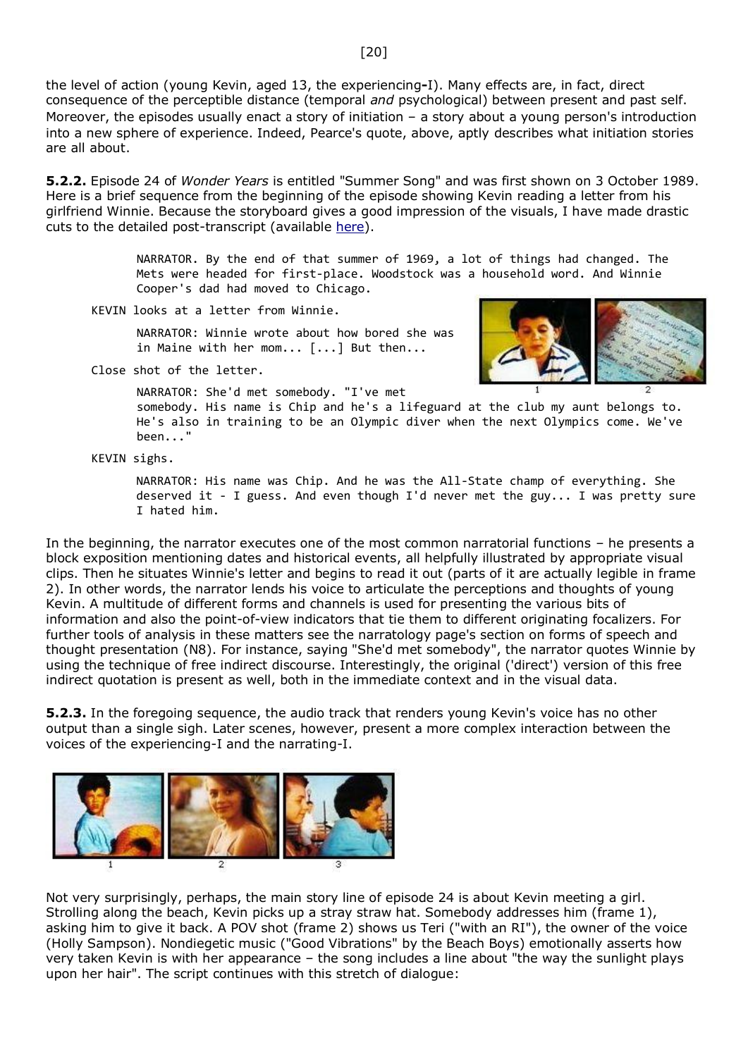the level of action (young Kevin, aged 13, the experiencing-I). Many effects are, in fact, direct consequence of the perceptible distance (temporal *and* psychological) between present and past self. Moreover, the episodes usually enact a story of initiation – a story about a young person's introduction into a new sphere of experience. Indeed, Pearce's quote, above, aptly describes what initiation stories are all about.

**5.2.2.** Episode 24 of *Wonder Years* is entitled "Summer Song" and was first shown on 3 October 1989. Here is a brief sequence from the beginning of the episode showing Kevin reading a letter from his girlfriend Winnie. Because the storyboard gives a good impression of the visuals, I have made drastic cuts to the detailed post-transcript (available here).

> NARRATOR. By the end of that summer of 1969, a lot of things had changed. The Mets were headed for first-place. Woodstock was a household word. And Winnie Cooper's dad had moved to Chicago.

KEVIN looks at a letter from Winnie.

> NARRATOR: Winnie wrote about how bored she was in Maine with her mom... [...] But then...

Close shot of the letter.

> NARRATOR: She'd met somebody. "I've met somebody. His name is Chip and he's a lifeguard at the club my aunt belongs to. He's also in training to be an Olympic diver when the next Olympics come. We've been..."

1 2

KEVIN sighs.

> NARRATOR: His name was Chip. And he was the All-State champ of everything. She deserved it - I guess. And even though I'd never met the guy... I was pretty sure I hated him.

In the beginning, the narrator executes one of the most common narratorial functions – he presents a block exposition mentioning dates and historical events, all helpfully illustrated by appropriate visual clips. Then he situates Winnie's letter and begins to read it out (parts of it are actually legible in frame 2). In other words, the narrator lends his voice to articulate the perceptions and thoughts of young Kevin. A multitude of different forms and channels is used for presenting the various bits of information and also the point-of-view indicators that tie them to different originating focalizers. For further tools of analysis in these matters see the narratology page's section on forms of speech and thought presentation (N8). For instance, saying "She'd met somebody", the narrator quotes Winnie by using the technique of free indirect discourse. Interestingly, the original ('direct') version of this free indirect quotation is present as well, both in the immediate context and in the visual data.

**5.2.3.** In the foregoing sequence, the audio track that renders young Kevin's voice has no other output than a single sigh. Later scenes, however, present a more complex interaction between the voices of the experiencing-I and the narrating-I.

1 2 3

Not very surprisingly, perhaps, the main story line of episode 24 is about Kevin meeting a girl. Strolling along the beach, Kevin picks up a stray straw hat. Somebody addresses him (frame 1), asking him to give it back. A POV shot (frame 2) shows us Teri ("with an RI"), the owner of the voice (Holly Sampson). Nondiegetic music ("Good Vibrations" by the Beach Boys) emotionally asserts how very taken Kevin is with her appearance – the song includes a line about "the way the sunlight plays upon her hair". The script continues with this stretch of dialogue: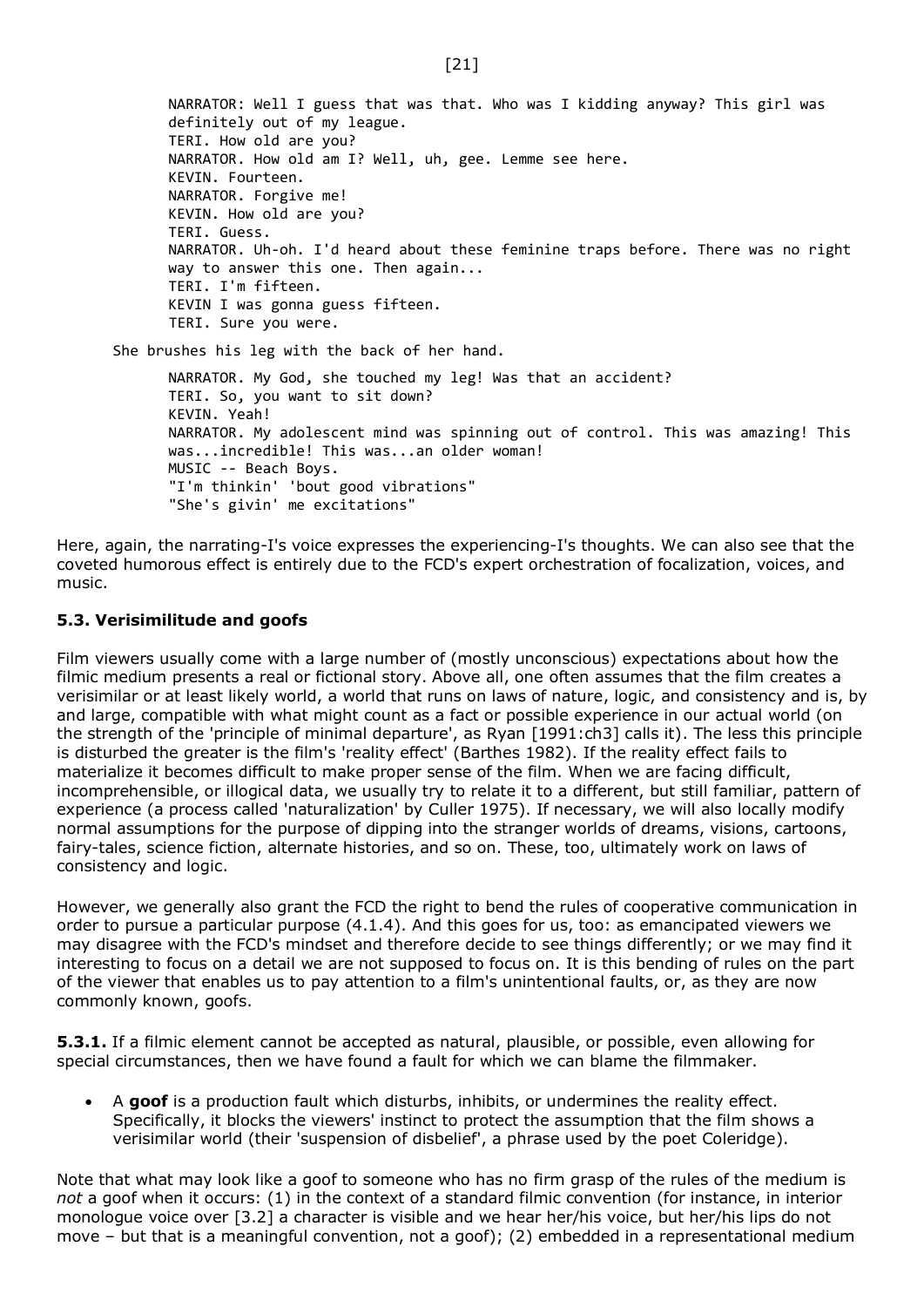```
NARRATOR: Well I guess that was that. Who was I kidding anyway? This girl was
definitely out of my league.
TERI. How old are you?
NARRATOR. How old am I? Well, uh, gee. Lemme see here.
KEVIN. Fourteen.
NARRATOR. Forgive me!
KEVIN. How old are you?
TERI. Guess.
NARRATOR. Uh-oh. I'd heard about these feminine traps before. There was no right
way to answer this one. Then again...
TERI. I'm fifteen.
KEVIN I was gonna guess fifteen.
TERI. Sure you were.
```

```
She brushes his leg with the back of her hand.
```

```
NARRATOR. My God, she touched my leg! Was that an accident?
TERI. So, you want to sit down?
KEVIN. Yeah!
NARRATOR. My adolescent mind was spinning out of control. This was amazing! This
was...incredible! This was...an older woman!
MUSIC -- Beach Boys.
"I'm thinkin' 'bout good vibrations"
"She's givin' me excitations"
```

Here, again, the narrating-I's voice expresses the experiencing-I's thoughts. We can also see that the coveted humorous effect is entirely due to the FCD's expert orchestration of focalization, voices, and music.

### 5.3. Verisimilitude and goofs

Film viewers usually come with a large number of (mostly unconscious) expectations about how the filmic medium presents a real or fictional story. Above all, one often assumes that the film creates a verisimilar or at least likely world, a world that runs on laws of nature, logic, and consistency and is, by and large, compatible with what might count as a fact or possible experience in our actual world (on the strength of the 'principle of minimal departure', as Ryan [1991:ch3] calls it). The less this principle is disturbed the greater is the film's 'reality effect' (Barthes 1982). If the reality effect fails to materialize it becomes difficult to make proper sense of the film. When we are facing difficult, incomprehensible, or illogical data, we usually try to relate it to a different, but still familiar, pattern of experience (a process called 'naturalization' by Culler 1975). If necessary, we will also locally modify normal assumptions for the purpose of dipping into the stranger worlds of dreams, visions, cartoons, fairy-tales, science fiction, alternate histories, and so on. These, too, ultimately work on laws of consistency and logic.

However, we generally also grant the FCD the right to bend the rules of cooperative communication in order to pursue a particular purpose (4.1.4). And this goes for us, too: as emancipated viewers we may disagree with the FCD's mindset and therefore decide to see things differently; or we may find it interesting to focus on a detail we are not supposed to focus on. It is this bending of rules on the part of the viewer that enables us to pay attention to a film's unintentional faults, or, as they are now commonly known, goofs.

**5.3.1.** If a filmic element cannot be accepted as natural, plausible, or possible, even allowing for special circumstances, then we have found a fault for which we can blame the filmmaker.

- A **goof** is a production fault which disturbs, inhibits, or undermines the reality effect. Specifically, it blocks the viewers' instinct to protect the assumption that the film shows a verisimilar world (their 'suspension of disbelief', a phrase used by the poet Coleridge).

Note that what may look like a goof to someone who has no firm grasp of the rules of the medium is *not* a goof when it occurs: (1) in the context of a standard filmic convention (for instance, in interior monologue voice over [3.2] a character is visible and we hear her/his voice, but her/his lips do not move – but that is a meaningful convention, not a goof); (2) embedded in a representational medium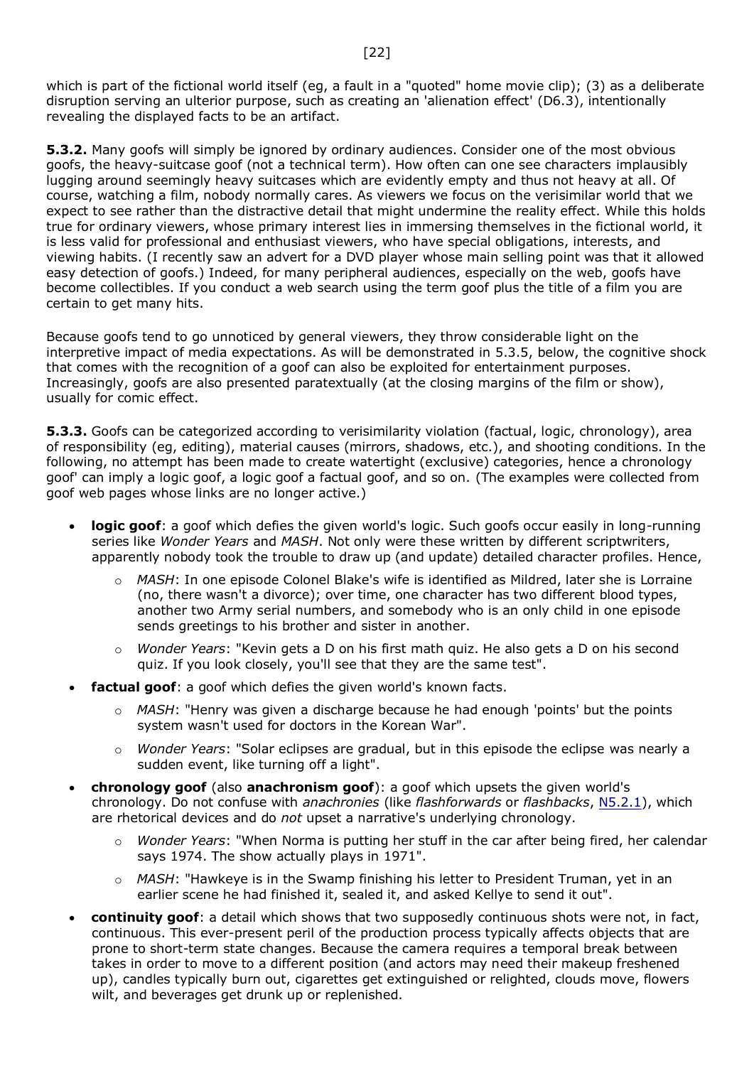which is part of the fictional world itself (eg, a fault in a "quoted" home movie clip); (3) as a deliberate disruption serving an ulterior purpose, such as creating an 'alienation effect' (D6.3), intentionally revealing the displayed facts to be an artifact.

**5.3.2.** Many goofs will simply be ignored by ordinary audiences. Consider one of the most obvious goofs, the heavy-suitcase goof (not a technical term). How often can one see characters implausibly lugging around seemingly heavy suitcases which are evidently empty and thus not heavy at all. Of course, watching a film, nobody normally cares. As viewers we focus on the verisimilar world that we expect to see rather than the distractive detail that might undermine the reality effect. While this holds true for ordinary viewers, whose primary interest lies in immersing themselves in the fictional world, it is less valid for professional and enthusiast viewers, who have special obligations, interests, and viewing habits. (I recently saw an advert for a DVD player whose main selling point was that it allowed easy detection of goofs.) Indeed, for many peripheral audiences, especially on the web, goofs have become collectibles. If you conduct a web search using the term goof plus the title of a film you are certain to get many hits.

Because goofs tend to go unnoticed by general viewers, they throw considerable light on the interpretive impact of media expectations. As will be demonstrated in 5.3.5, below, the cognitive shock that comes with the recognition of a goof can also be exploited for entertainment purposes. Increasingly, goofs are also presented paratextually (at the closing margins of the film or show), usually for comic effect.

**5.3.3.** Goofs can be categorized according to verisimilarity violation (factual, logic, chronology), area of responsibility (eg, editing), material causes (mirrors, shadows, etc.), and shooting conditions. In the following, no attempt has been made to create watertight (exclusive) categories, hence a chronology goof' can imply a logic goof, a logic goof a factual goof, and so on. (The examples were collected from goof web pages whose links are no longer active.)

- **logic goof**: a goof which defies the given world's logic. Such goofs occur easily in long-running series like *Wonder Years* and *MASH*. Not only were these written by different scriptwriters, apparently nobody took the trouble to draw up (and update) detailed character profiles. Hence,
    - *MASH*: In one episode Colonel Blake's wife is identified as Mildred, later she is Lorraine (no, there wasn't a divorce); over time, one character has two different blood types, another two Army serial numbers, and somebody who is an only child in one episode sends greetings to his brother and sister in another.
    - *Wonder Years*: "Kevin gets a D on his first math quiz. He also gets a D on his second quiz. If you look closely, you'll see that they are the same test".
- **factual goof**: a goof which defies the given world's known facts.
    - *MASH*: "Henry was given a discharge because he had enough 'points' but the points system wasn't used for doctors in the Korean War".
    - *Wonder Years*: "Solar eclipses are gradual, but in this episode the eclipse was nearly a sudden event, like turning off a light".
- **chronology goof** (also **anachronism goof**): a goof which upsets the given world's chronology. Do not confuse with *anachronies* (like *flashforwards* or *flashbacks*, N5.2.1), which are rhetorical devices and do *not* upset a narrative's underlying chronology.
    - *Wonder Years*: "When Norma is putting her stuff in the car after being fired, her calendar says 1974. The show actually plays in 1971".
    - *MASH*: "Hawkeye is in the Swamp finishing his letter to President Truman, yet in an earlier scene he had finished it, sealed it, and asked Kellye to send it out".
- **continuity goof**: a detail which shows that two supposedly continuous shots were not, in fact, continuous. This ever-present peril of the production process typically affects objects that are prone to short-term state changes. Because the camera requires a temporal break between takes in order to move to a different position (and actors may need their makeup freshened up), candles typically burn out, cigarettes get extinguished or relighted, clouds move, flowers wilt, and beverages get drunk up or replenished.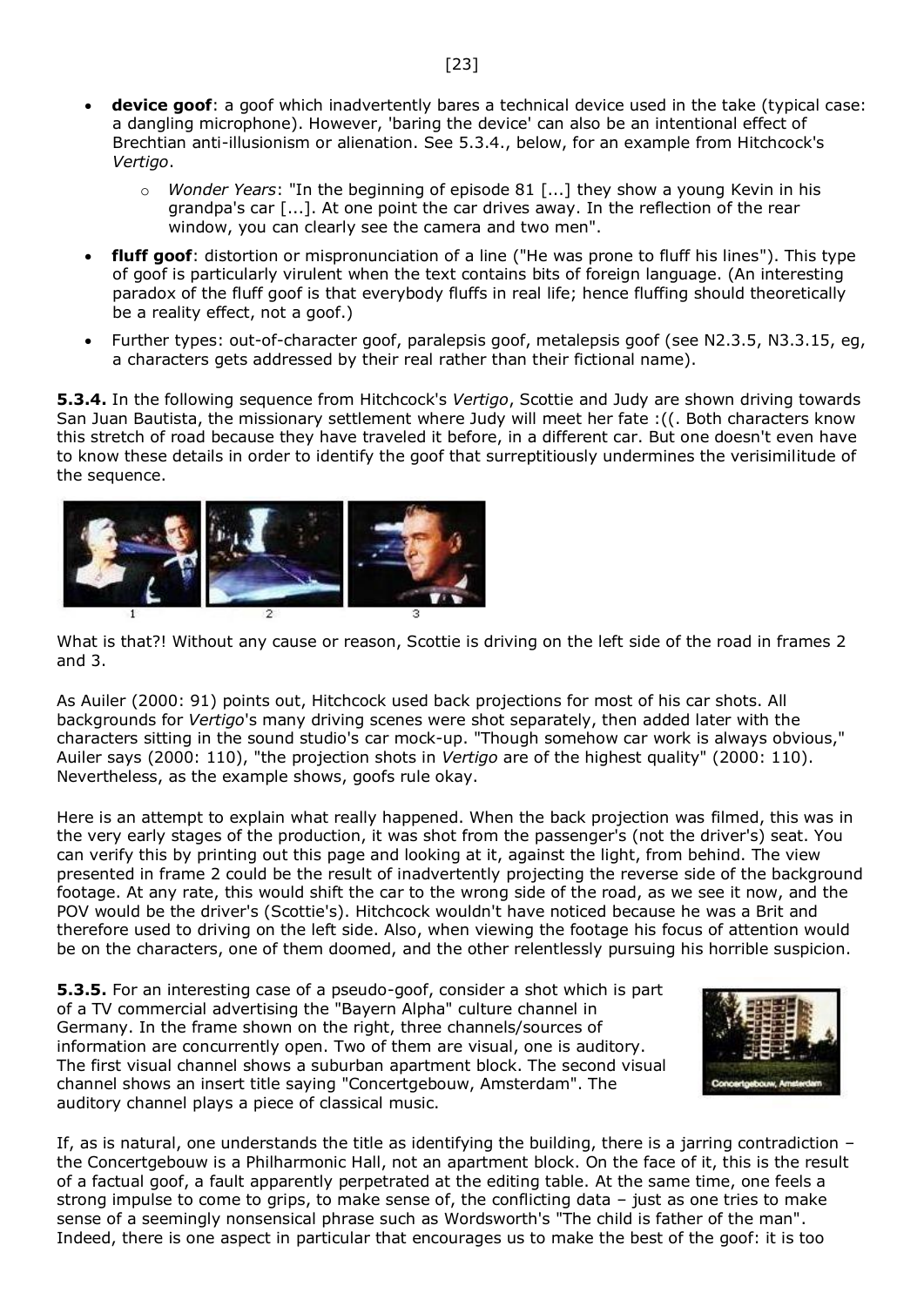- **device goof**: a goof which inadvertently bares a technical device used in the take (typical case: a dangling microphone). However, 'baring the device' can also be an intentional effect of Brechtian anti-illusionism or alienation. See 5.3.4., below, for an example from Hitchcock's *Vertigo*.
    - *Wonder Years*: "In the beginning of episode 81 [...] they show a young Kevin in his grandpa's car [...]. At one point the car drives away. In the reflection of the rear window, you can clearly see the camera and two men".
- **fluff goof**: distortion or mispronunciation of a line ("He was prone to fluff his lines"). This type of goof is particularly virulent when the text contains bits of foreign language. (An interesting paradox of the fluff goof is that everybody fluffs in real life; hence fluffing should theoretically be a reality effect, not a goof.)
- Further types: out-of-character goof, paralepsis goof, metalepsis goof (see N2.3.5, N3.3.15, eg, a characters gets addressed by their real rather than their fictional name).

**5.3.4.** In the following sequence from Hitchcock's *Vertigo*, Scottie and Judy are shown driving towards San Juan Bautista, the missionary settlement where Judy will meet her fate :((. Both characters know this stretch of road because they have traveled it before, in a different car. But one doesn't even have to know these details in order to identify the goof that surreptitiously undermines the verisimilitude of the sequence.

1 2 3

What is that?! Without any cause or reason, Scottie is driving on the left side of the road in frames 2 and 3.

As Auiler (2000: 91) points out, Hitchcock used back projections for most of his car shots. All backgrounds for *Vertigo*'s many driving scenes were shot separately, then added later with the characters sitting in the sound studio's car mock-up. "Though somehow car work is always obvious," Auiler says (2000: 110), "the projection shots in *Vertigo* are of the highest quality" (2000: 110). Nevertheless, as the example shows, goofs rule okay.

Here is an attempt to explain what really happened. When the back projection was filmed, this was in the very early stages of the production, it was shot from the passenger's (not the driver's) seat. You can verify this by printing out this page and looking at it, against the light, from behind. The view presented in frame 2 could be the result of inadvertently projecting the reverse side of the background footage. At any rate, this would shift the car to the wrong side of the road, as we see it now, and the POV would be the driver's (Scottie's). Hitchcock wouldn't have noticed because he was a Brit and therefore used to driving on the left side. Also, when viewing the footage his focus of attention would be on the characters, one of them doomed, and the other relentlessly pursuing his horrible suspicion.

**5.3.5.** For an interesting case of a pseudo-goof, consider a shot which is part of a TV commercial advertising the "Bayern Alpha" culture channel in Germany. In the frame shown on the right, three channels/sources of information are concurrently open. Two of them are visual, one is auditory. The first visual channel shows a suburban apartment block. The second visual channel shows an insert title saying "Concertgebouw, Amsterdam". The auditory channel plays a piece of classical music.

If, as is natural, one understands the title as identifying the building, there is a jarring contradiction – the Concertgebouw is a Philharmonic Hall, not an apartment block. On the face of it, this is the result of a factual goof, a fault apparently perpetrated at the editing table. At the same time, one feels a strong impulse to come to grips, to make sense of, the conflicting data – just as one tries to make sense of a seemingly nonsensical phrase such as Wordsworth's "The child is father of the man". Indeed, there is one aspect in particular that encourages us to make the best of the goof: it is too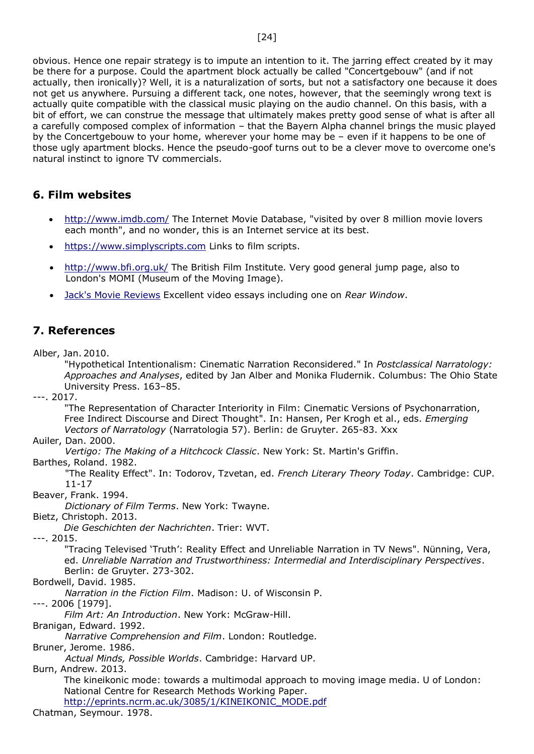obvious. Hence one repair strategy is to impute an intention to it. The jarring effect created by it may be there for a purpose. Could the apartment block actually be called "Concertgebouw" (and if not actually, then ironically)? Well, it is a naturalization of sorts, but not a satisfactory one because it does not get us anywhere. Pursuing a different tack, one notes, however, that the seemingly wrong text is actually quite compatible with the classical music playing on the audio channel. On this basis, with a bit of effort, we can construe the message that ultimately makes pretty good sense of what is after all a carefully composed complex of information – that the Bayern Alpha channel brings the music played by the Concertgebouw to your home, wherever your home may be – even if it happens to be one of those ugly apartment blocks. Hence the pseudo-goof turns out to be a clever move to overcome one's natural instinct to ignore TV commercials.

## 6. Film websites

- [http://www.imdb.com/](http://www.imdb.com/) The Internet Movie Database, "visited by over 8 million movie lovers each month", and no wonder, this is an Internet service at its best.
- [https://www.simplyscripts.com](https://www.simplyscripts.com) Links to film scripts.
- [http://www.bfi.org.uk/](http://www.bfi.org.uk/) The British Film Institute. Very good general jump page, also to London's MOMI (Museum of the Moving Image).
- Jack's Movie Reviews Excellent video essays including one on *Rear Window*.

## 7. References

Alber, Jan. 2010.
 "Hypothetical Intentionalism: Cinematic Narration Reconsidered." In *Postclassical Narratology: Approaches and Analyses*, edited by Jan Alber and Monika Fludernik. Columbus: The Ohio State University Press. 163–85.

---. 2017.
 "The Representation of Character Interiority in Film: Cinematic Versions of Psychonarration, Free Indirect Discourse and Direct Thought". In: Hansen, Per Krogh et al., eds. *Emerging Vectors of Narratology* (Narratologia 57). Berlin: de Gruyter. 265-83. Xxx

Auiler, Dan. 2000.
 *Vertigo: The Making of a Hitchcock Classic*. New York: St. Martin's Griffin.

Barthes, Roland. 1982.
 "The Reality Effect". In: Todorov, Tzvetan, ed. *French Literary Theory Today*. Cambridge: CUP. 11-17

Beaver, Frank. 1994.
 *Dictionary of Film Terms*. New York: Twayne.

Bietz, Christoph. 2013.
 *Die Geschichten der Nachrichten*. Trier: WVT.

---. 2015.
 "Tracing Televised 'Truth': Reality Effect and Unreliable Narration in TV News". Nünning, Vera, ed. *Unreliable Narration and Trustworthiness: Intermedial and Interdisciplinary Perspectives*. Berlin: de Gruyter. 273-302.

Bordwell, David. 1985.
 *Narration in the Fiction Film*. Madison: U. of Wisconsin P.

---. 2006 [1979].
 *Film Art: An Introduction*. New York: McGraw-Hill.

Branigan, Edward. 1992.
 *Narrative Comprehension and Film*. London: Routledge.

Bruner, Jerome. 1986.
 *Actual Minds, Possible Worlds*. Cambridge: Harvard UP.

Burn, Andrew. 2013.
 The kineikonic mode: towards a multimodal approach to moving image media. U of London: National Centre for Research Methods Working Paper.
 [http://eprints.ncrm.ac.uk/3085/1/KINEIKONIC_MODE.pdf](http://eprints.ncrm.ac.uk/3085/1/KINEIKONIC_MODE.pdf)

Chatman, Seymour. 1978.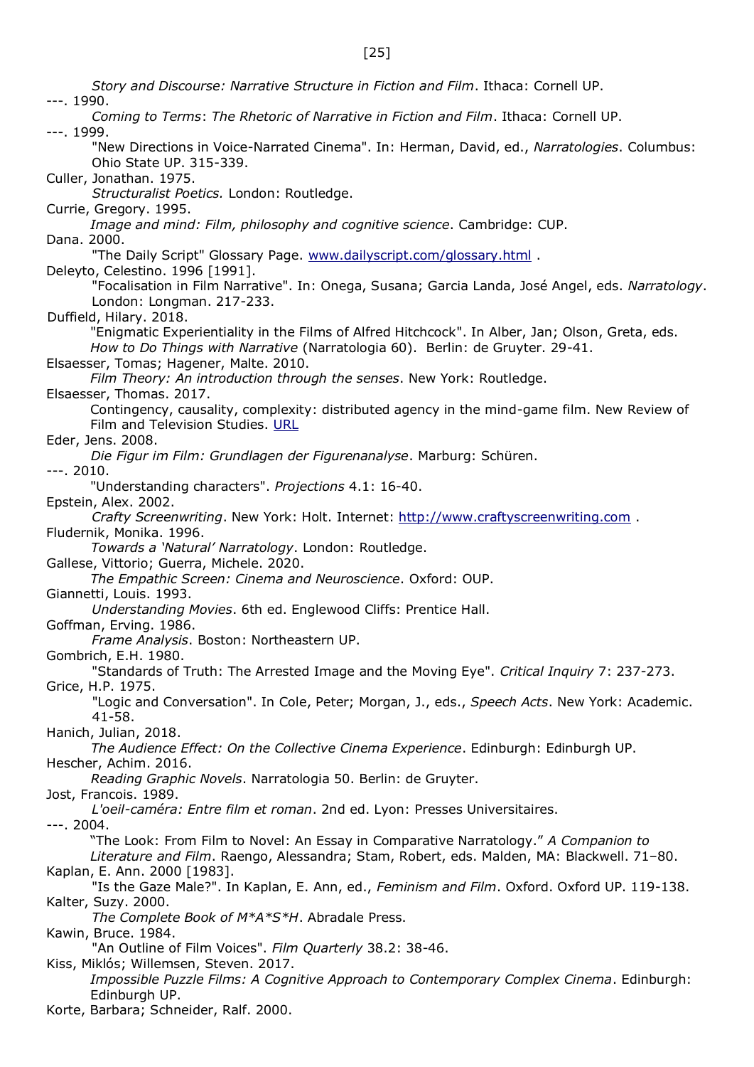*Story and Discourse: Narrative Structure in Fiction and Film*. Ithaca: Cornell UP.

---. 1990.

*Coming to Terms*: *The Rhetoric of Narrative in Fiction and Film*. Ithaca: Cornell UP.

---. 1999.

"New Directions in Voice-Narrated Cinema". In: Herman, David, ed., *Narratologies*. Columbus: Ohio State UP. 315-339.

Culler, Jonathan. 1975.

*Structuralist Poetics.* London: Routledge.

Currie, Gregory. 1995.

*Image and mind: Film, philosophy and cognitive science*. Cambridge: CUP.

Dana. 2000.

"The Daily Script" Glossary Page. [www.dailyscript.com/glossary.html](www.dailyscript.com/glossary.html) .

Deleyto, Celestino. 1996 [1991].

"Focalisation in Film Narrative". In: Onega, Susana; Garcia Landa, José Angel, eds. *Narratology*. London: Longman. 217-233.

Duffield, Hilary. 2018.

"Enigmatic Experientiality in the Films of Alfred Hitchcock". In Alber, Jan; Olson, Greta, eds. *How to Do Things with Narrative* (Narratologia 60). Berlin: de Gruyter. 29-41.

Elsaesser, Tomas; Hagener, Malte. 2010.

*Film Theory: An introduction through the senses*. New York: Routledge.

Elsaesser, Thomas. 2017.

Contingency, causality, complexity: distributed agency in the mind-game film. New Review of Film and Television Studies. URL

Eder, Jens. 2008.

*Die Figur im Film: Grundlagen der Figurenanalyse*. Marburg: Schüren.

---. 2010.

"Understanding characters". *Projections* 4.1: 16-40.

Epstein, Alex. 2002.

*Crafty Screenwriting*. New York: Holt. Internet: [http://www.craftyscreenwriting.com](http://www.craftyscreenwriting.com) .

Fludernik, Monika. 1996.

*Towards a 'Natural' Narratology*. London: Routledge.

Gallese, Vittorio; Guerra, Michele. 2020.

*The Empathic Screen: Cinema and Neuroscience*. Oxford: OUP.

Giannetti, Louis. 1993.

*Understanding Movies*. 6th ed. Englewood Cliffs: Prentice Hall.

Goffman, Erving. 1986.

*Frame Analysis*. Boston: Northeastern UP.

Gombrich, E.H. 1980.

"Standards of Truth: The Arrested Image and the Moving Eye". *Critical Inquiry* 7: 237-273.

Grice, H.P. 1975.

"Logic and Conversation". In Cole, Peter; Morgan, J., eds., *Speech Acts*. New York: Academic. 41-58.

Hanich, Julian, 2018.

*The Audience Effect: On the Collective Cinema Experience*. Edinburgh: Edinburgh UP.

Hescher, Achim. 2016.

*Reading Graphic Novels*. Narratologia 50. Berlin: de Gruyter.

Jost, Francois. 1989.

*L'oeil-caméra: Entre film et roman*. 2nd ed. Lyon: Presses Universitaires.

---. 2004.

"The Look: From Film to Novel: An Essay in Comparative Narratology." *A Companion to Literature and Film*. Raengo, Alessandra; Stam, Robert, eds. Malden, MA: Blackwell. 71–80.

Kaplan, E. Ann. 2000 [1983].

"Is the Gaze Male?". In Kaplan, E. Ann, ed., *Feminism and Film*. Oxford. Oxford UP. 119-138.

Kalter, Suzy. 2000.

*The Complete Book of M*A*S*H*. Abradale Press.

Kawin, Bruce. 1984.

"An Outline of Film Voices". *Film Quarterly* 38.2: 38-46.

Kiss, Miklós; Willemsen, Steven. 2017.

*Impossible Puzzle Films: A Cognitive Approach to Contemporary Complex Cinema*. Edinburgh: Edinburgh UP.

Korte, Barbara; Schneider, Ralf. 2000.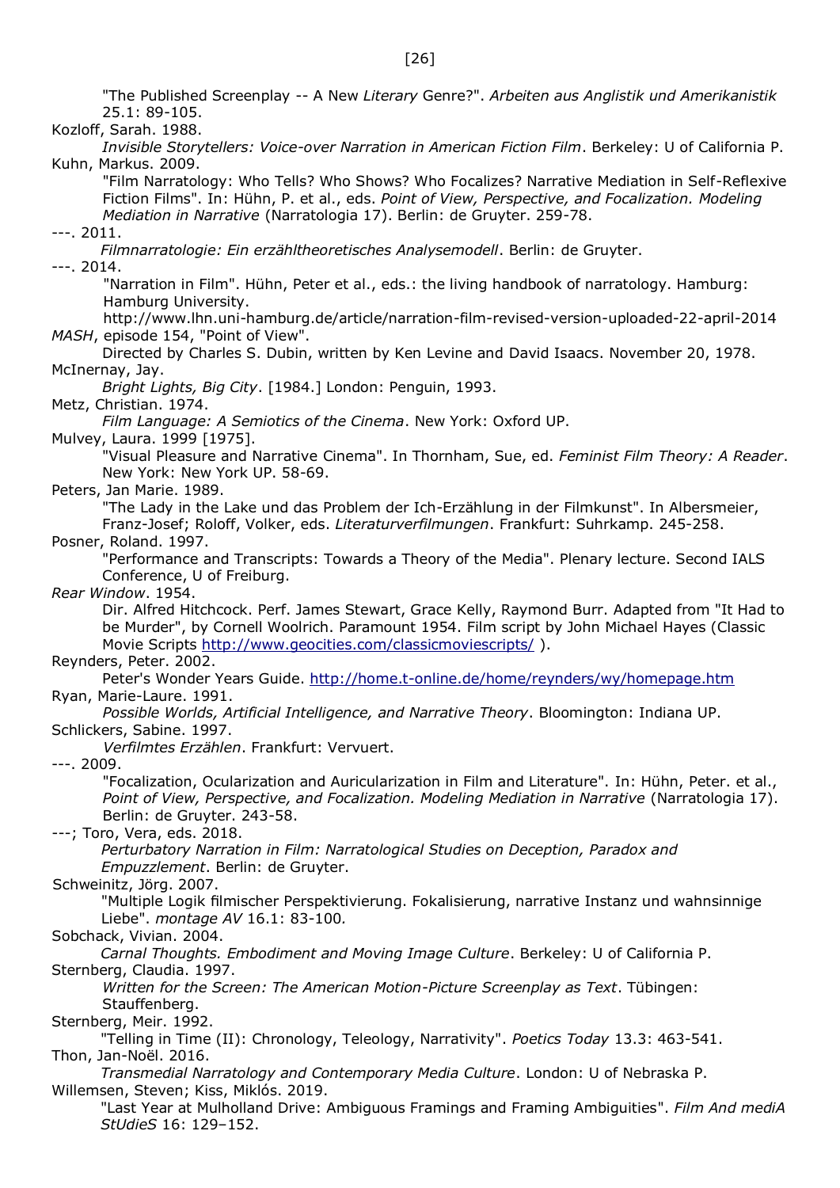"The Published Screenplay -- A New *Literary* Genre?". *Arbeiten aus Anglistik und Amerikanistik* 25.1: 89-105.

Kozloff, Sarah. 1988.
*Invisible Storytellers: Voice-over Narration in American Fiction Film*. Berkeley: U of California P.

Kuhn, Markus. 2009.
"Film Narratology: Who Tells? Who Shows? Who Focalizes? Narrative Mediation in Self-Reflexive Fiction Films". In: Hühn, P. et al., eds. *Point of View, Perspective, and Focalization. Modeling Mediation in Narrative* (Narratologia 17). Berlin: de Gruyter. 259-78.

---. 2011.
*Filmnarratologie: Ein erzähltheoretisches Analysemodell*. Berlin: de Gruyter.

---. 2014.
"Narration in Film". Hühn, Peter et al., eds.: the living handbook of narratology. Hamburg: Hamburg University.
http://www.lhn.uni-hamburg.de/article/narration-film-revised-version-uploaded-22-april-2014

*MASH*, episode 154, "Point of View".
Directed by Charles S. Dubin, written by Ken Levine and David Isaacs. November 20, 1978.

McInernay, Jay.
*Bright Lights, Big City*. [1984.] London: Penguin, 1993.

Metz, Christian. 1974.
*Film Language: A Semiotics of the Cinema*. New York: Oxford UP.

Mulvey, Laura. 1999 [1975].
"Visual Pleasure and Narrative Cinema". In Thornham, Sue, ed. *Feminist Film Theory: A Reader*. New York: New York UP. 58-69.

Peters, Jan Marie. 1989.
"The Lady in the Lake und das Problem der Ich-Erzählung in der Filmkunst". In Albersmeier, Franz-Josef; Roloff, Volker, eds. *Literaturverfilmungen*. Frankfurt: Suhrkamp. 245-258.

Posner, Roland. 1997.
"Performance and Transcripts: Towards a Theory of the Media". Plenary lecture. Second IALS Conference, U of Freiburg.

*Rear Window*. 1954.
Dir. Alfred Hitchcock. Perf. James Stewart, Grace Kelly, Raymond Burr. Adapted from "It Had to be Murder", by Cornell Woolrich. Paramount 1954. Film script by John Michael Hayes (Classic Movie Scripts http://www.geocities.com/classicmoviescripts/ ).

Reynders, Peter. 2002.
Peter's Wonder Years Guide. http://home.t-online.de/home/reynders/wy/homepage.htm

Ryan, Marie-Laure. 1991.
*Possible Worlds, Artificial Intelligence, and Narrative Theory*. Bloomington: Indiana UP.

Schlickers, Sabine. 1997.
*Verfilmtes Erzählen*. Frankfurt: Vervuert.

---. 2009.
"Focalization, Ocularization and Auricularization in Film and Literature". In: Hühn, Peter. et al., *Point of View, Perspective, and Focalization. Modeling Mediation in Narrative* (Narratologia 17). Berlin: de Gruyter. 243-58.

---; Toro, Vera, eds. 2018.
*Perturbatory Narration in Film: Narratological Studies on Deception, Paradox and Empuzzlement*. Berlin: de Gruyter.

Schweinitz, Jörg. 2007.
"Multiple Logik filmischer Perspektivierung. Fokalisierung, narrative Instanz und wahnsinnige Liebe". *montage AV* 16.1: 83-100.

Sobchack, Vivian. 2004.
*Carnal Thoughts. Embodiment and Moving Image Culture*. Berkeley: U of California P.

Sternberg, Claudia. 1997.
*Written for the Screen: The American Motion-Picture Screenplay as Text*. Tübingen: Stauffenberg.

Sternberg, Meir. 1992.
"Telling in Time (II): Chronology, Teleology, Narrativity". *Poetics Today* 13.3: 463-541.

Thon, Jan-Noël. 2016.
*Transmedial Narratology and Contemporary Media Culture*. London: U of Nebraska P.

Willemsen, Steven; Kiss, Miklós. 2019.
"Last Year at Mulholland Drive: Ambiguous Framings and Framing Ambiguities". *Film And mediA StUdieS* 16: 129–152.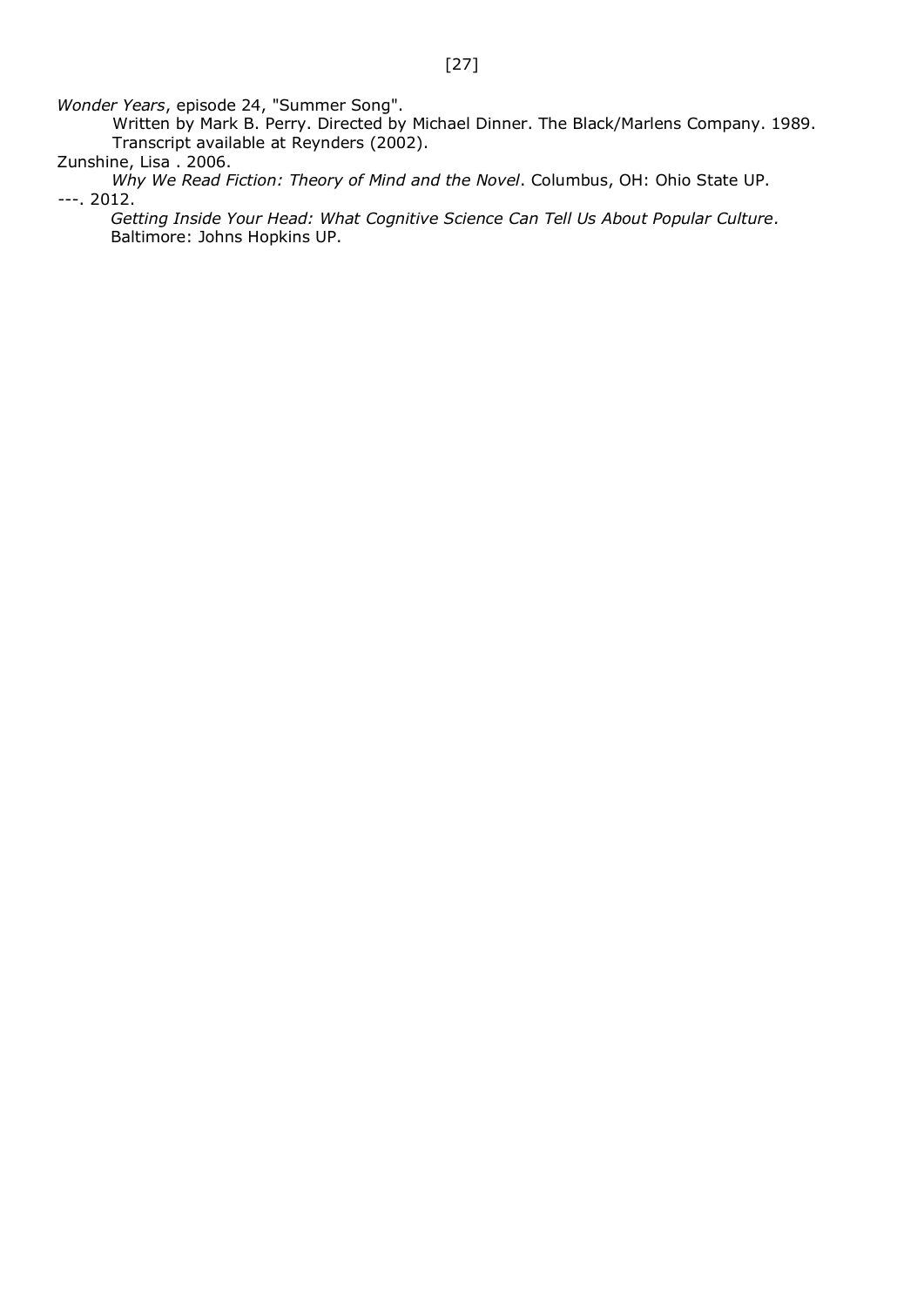*Wonder Years*, episode 24, "Summer Song".

Written by Mark B. Perry. Directed by Michael Dinner. The Black/Marlens Company. 1989. Transcript available at Reynders (2002).

Zunshine, Lisa . 2006.

*Why We Read Fiction: Theory of Mind and the Novel*. Columbus, OH: Ohio State UP.

---. 2012.

*Getting Inside Your Head: What Cognitive Science Can Tell Us About Popular Culture.* Baltimore: Johns Hopkins UP.